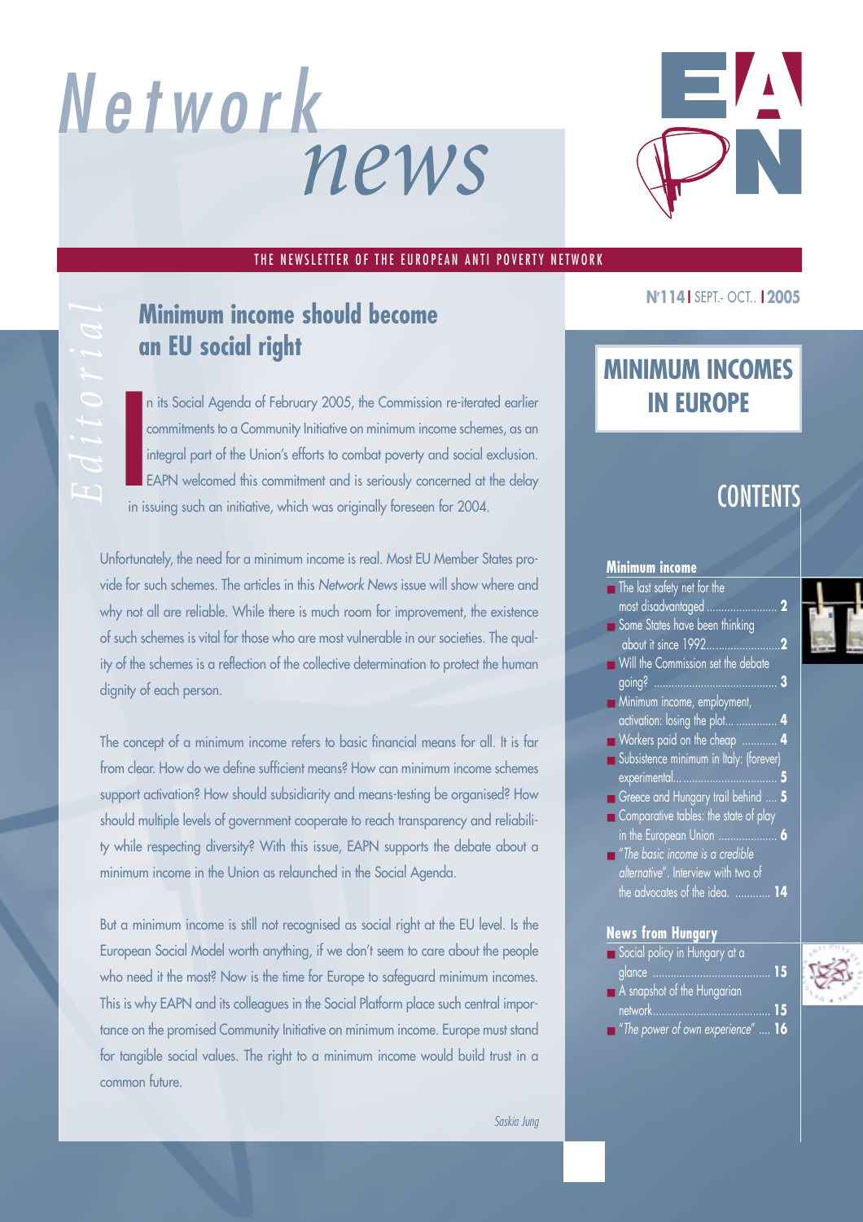# Network news

THE NEWSLETTER OF THE EUROPEAN ANTI POVERTY NETWORK

N°114 | SEPT.- OCT.. | 2005

*Editorial*

## Minimum income should become an EU social right

In its Social Agenda of February 2005, the Commission re-iterated earlier commitments to a Community Initiative on minimum income schemes, as an integral part of the Union's efforts to combat poverty and social exclusion. EAPN welcomed this commitment and is seriously concerned at the delay in issuing such an initiative, which was originally foreseen for 2004.

Unfortunately, the need for a minimum income is real. Most EU Member States provide for such schemes. The articles in this *Network News* issue will show where and why not all are reliable. While there is much room for improvement, the existence of such schemes is vital for those who are most vulnerable in our societies. The quality of the schemes is a reflection of the collective determination to protect the human dignity of each person.

The concept of a minimum income refers to basic financial means for all. It is far from clear. How do we define sufficient means? How can minimum income schemes support activation? How should subsidiarity and means-testing be organised? How should multiple levels of government cooperate to reach transparency and reliability while respecting diversity? With this issue, EAPN supports the debate about a minimum income in the Union as relaunched in the Social Agenda.

But a minimum income is still not recognised as social right at the EU level. Is the European Social Model worth anything, if we don't seem to care about the people who need it the most? Now is the time for Europe to safeguard minimum incomes. This is why EAPN and its colleagues in the Social Platform place such central importance on the promised Community Initiative on minimum income. Europe must stand for tangible social values. The right to a minimum income would build trust in a common future.

*Saskia Jung*

## MINIMUM INCOMES IN EUROPE

## CONTENTS

### Minimum income

- The last safety net for the most disadvantaged .......... **2**
- Some States have been thinking about it since 1992.......... **2**
- Will the Commission set the debate going? .......... **3**
- Minimum income, employment, activation: losing the plot... .......... **4**
- Workers paid on the cheap .......... **4**
- Subsistence minimum in Italy: (forever) experimental.......... **5**
- Greece and Hungary trail behind .... **5**
- Comparative tables: the state of play in the European Union .......... **6**
- *"The basic income is a credible alternative"*. Interview with two of the advocates of the idea. .......... **14**

### News from Hungary

- Social policy in Hungary at a glance .......... **15**
- A snapshot of the Hungarian network.......... **15**
- *"The power of own experience"* .... **16**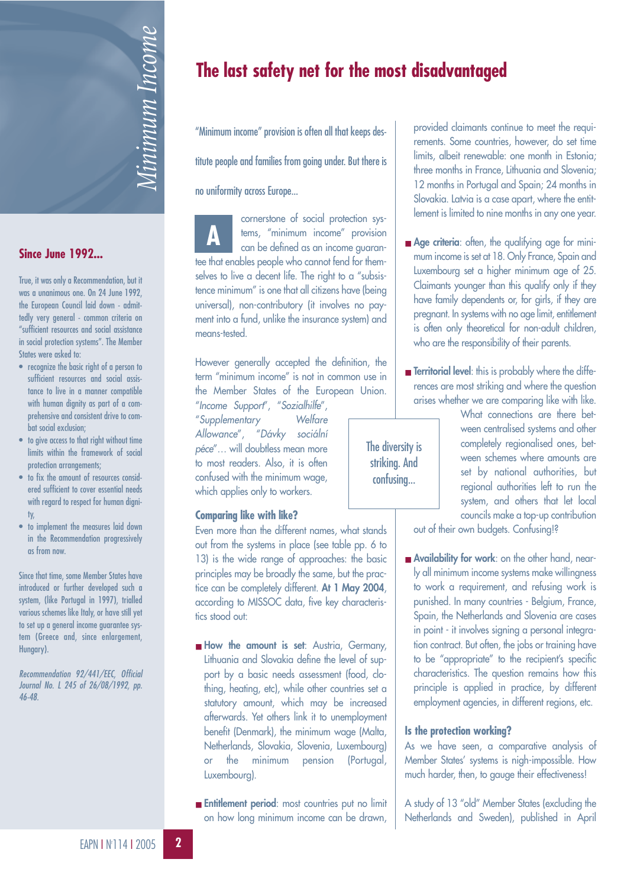# The last safety net for the most disadvantaged

"Minimum income" provision is often all that keeps destitute people and families from going under. But there is no uniformity across Europe...

A cornerstone of social protection systems, "minimum income" provision can be defined as an income guarantee that enables people who cannot fend for themselves to live a decent life. The right to a "subsistence minimum" is one that all citizens have (being universal), non-contributory (it involves no payment into a fund, unlike the insurance system) and means-tested.

However generally accepted the definition, the term "minimum income" is not in common use in the Member States of the European Union. *"Income Support"*, *"Sozialhilfe"*, *"Supplementary Welfare Allowance"*, *"Dávky sociální péce"*... will doubtless mean more to most readers. Also, it is often confused with the minimum wage, which applies only to workers.

> The diversity is striking. And confusing...

### Comparing like with like?

Even more than the different names, what stands out from the systems in place (see table pp. 6 to 13) is the wide range of approaches: the basic principles may be broadly the same, but the practice can be completely different. **At 1 May 2004**, according to MISSOC data, five key characteristics stood out:

- **How the amount is set**: Austria, Germany, Lithuania and Slovakia define the level of support by a basic needs assessment (food, clothing, heating, etc), while other countries set a statutory amount, which may be increased afterwards. Yet others link it to unemployment benefit (Denmark), the minimum wage (Malta, Netherlands, Slovakia, Slovenia, Luxembourg) or the minimum pension (Portugal, Luxembourg).
- **Entitlement period**: most countries put no limit on how long minimum income can be drawn, provided claimants continue to meet the requirements. Some countries, however, do set time limits, albeit renewable: one month in Estonia; three months in France, Lithuania and Slovenia; 12 months in Portugal and Spain; 24 months in Slovakia. Latvia is a case apart, where the entitlement is limited to nine months in any one year.
- **Age criteria**: often, the qualifying age for minimum income is set at 18. Only France, Spain and Luxembourg set a higher minimum age of 25. Claimants younger than this qualify only if they have family dependents or, for girls, if they are pregnant. In systems with no age limit, entitlement is often only theoretical for non-adult children, who are the responsibility of their parents.
- **Territorial level**: this is probably where the differences are most striking and where the question arises whether we are comparing like with like. What connections are there between centralised systems and other completely regionalised ones, between schemes where amounts are set by national authorities, but regional authorities left to run the system, and others that let local councils make a top-up contribution out of their own budgets. Confusing!?
- **Availability for work**: on the other hand, nearly all minimum income systems make willingness to work a requirement, and refusing work is punished. In many countries - Belgium, France, Spain, the Netherlands and Slovenia are cases in point - it involves signing a personal integration contract. But often, the jobs or training have to be "appropriate" to the recipient's specific characteristics. The question remains how this principle is applied in practice, by different employment agencies, in different regions, etc.

### Is the protection working?

As we have seen, a comparative analysis of Member States' systems is nigh-impossible. How much harder, then, to gauge their effectiveness!

A study of 13 "old" Member States (excluding the Netherlands and Sweden), published in April

## Since June 1992...

True, it was only a Recommendation, but it was a unanimous one. On 24 June 1992, the European Council laid down - admittedly very general - common criteria on "sufficient resources and social assistance in social protection systems". The Member States were asked to:

- recognize the basic right of a person to sufficient resources and social assistance to live in a manner compatible with human dignity as part of a comprehensive and consistent drive to combat social exclusion;
- to give access to that right without time limits within the framework of social protection arrangements;
- to fix the amount of resources considered sufficient to cover essential needs with regard to respect for human dignity;
- to implement the measures laid down in the Recommendation progressively as from now.

Since that time, some Member States have introduced or further developed such a system, (like Portugal in 1997), trialled various schemes like Italy, or have still yet to set up a general income guarantee system (Greece and, since enlargement, Hungary).

*Recommendation 92/441/EEC, Official Journal No. L 245 of 26/08/1992, pp. 46-48.*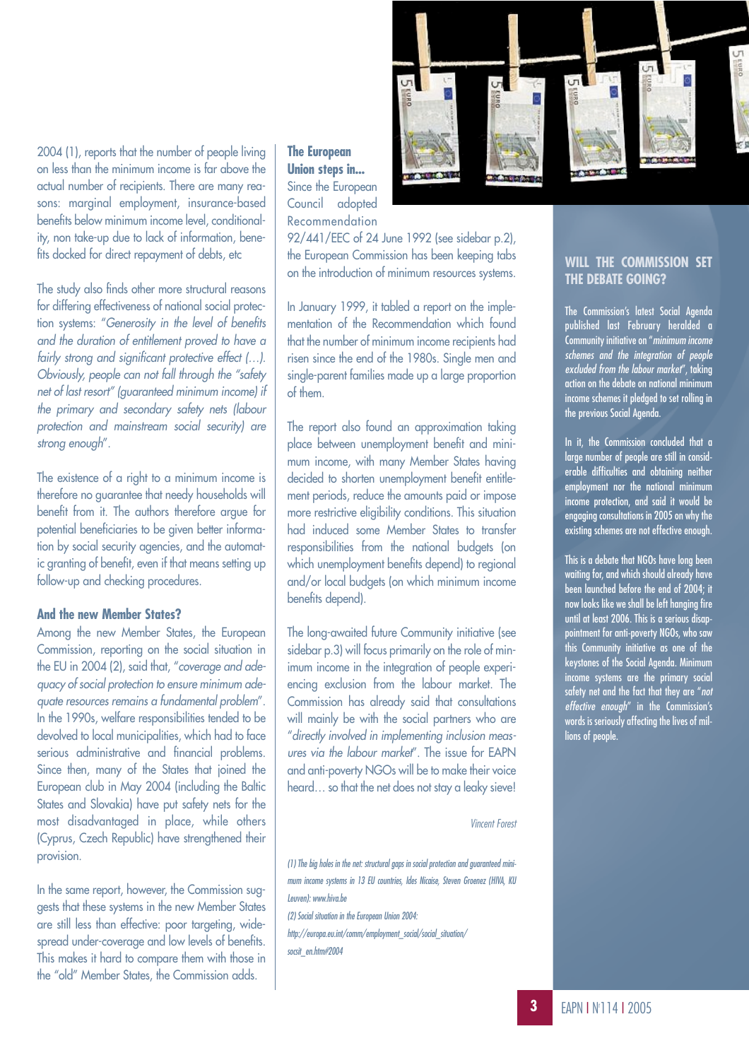2004 (1), reports that the number of people living on less than the minimum income is far above the actual number of recipients. There are many reasons: marginal employment, insurance-based benefits below minimum income level, conditionality, non take-up due to lack of information, benefits docked for direct repayment of debts, etc

The study also finds other more structural reasons for differing effectiveness of national social protection systems: "*Generosity in the level of benefits and the duration of entitlement proved to have a fairly strong and significant protective effect (…). Obviously, people can not fall through the "safety net of last resort" (guaranteed minimum income) if the primary and secondary safety nets (labour protection and mainstream social security) are strong enough*".

The existence of a right to a minimum income is therefore no guarantee that needy households will benefit from it. The authors therefore argue for potential beneficiaries to be given better information by social security agencies, and the automatic granting of benefit, even if that means setting up follow-up and checking procedures.

### And the new Member States?

Among the new Member States, the European Commission, reporting on the social situation in the EU in 2004 (2), said that, "*coverage and adequacy of social protection to ensure minimum adequate resources remains a fundamental problem*". In the 1990s, welfare responsibilities tended to be devolved to local municipalities, which had to face serious administrative and financial problems. Since then, many of the States that joined the European club in May 2004 (including the Baltic States and Slovakia) have put safety nets for the most disadvantaged in place, while others (Cyprus, Czech Republic) have strengthened their provision.

In the same report, however, the Commission suggests that these systems in the new Member States are still less than effective: poor targeting, widespread under-coverage and low levels of benefits. This makes it hard to compare them with those in the "old" Member States, the Commission adds.

### The European Union steps in...

Since the European Council adopted Recommendation 92/441/EEC of 24 June 1992 (see sidebar p.2), the European Commission has been keeping tabs on the introduction of minimum resources systems.

In January 1999, it tabled a report on the implementation of the Recommendation which found that the number of minimum income recipients had risen since the end of the 1980s. Single men and single-parent families made up a large proportion of them.

The report also found an approximation taking place between unemployment benefit and minimum income, with many Member States having decided to shorten unemployment benefit entitlement periods, reduce the amounts paid or impose more restrictive eligibility conditions. This situation had induced some Member States to transfer responsibilities from the national budgets (on which unemployment benefits depend) to regional and/or local budgets (on which minimum income benefits depend).

The long-awaited future Community initiative (see sidebar p.3) will focus primarily on the role of minimum income in the integration of people experiencing exclusion from the labour market. The Commission has already said that consultations will mainly be with the social partners who are "*directly involved in implementing inclusion measures via the labour market*". The issue for EAPN and anti-poverty NGOs will be to make their voice heard… so that the net does not stay a leaky sieve!

*Vincent Forest*

*(1) The big holes in the net: structural gaps in social protection and guaranteed minimum income systems in 13 EU countries, Ides Nicaise, Steven Groenez (HIVA, KU Leuven): www.hiva.be*

*(2) Social situation in the European Union 2004: http://europa.eu.int/comm/employment_social/social_situation/socsit_en.htm#2004*

## WILL THE COMMISSION SET THE DEBATE GOING?

The Commission's latest Social Agenda published last February heralded a Community initiative on "*minimum income schemes and the integration of people excluded from the labour market*", taking action on the debate on national minimum income schemes it pledged to set rolling in the previous Social Agenda.

In it, the Commission concluded that a large number of people are still in considerable difficulties and obtaining neither employment nor the national minimum income protection, and said it would be engaging consultations in 2005 on why the existing schemes are not effective enough.

This is a debate that NGOs have long been waiting for, and which should already have been launched before the end of 2004; it now looks like we shall be left hanging fire until at least 2006. This is a serious disappointment for anti-poverty NGOs, who saw this Community initiative as one of the keystones of the Social Agenda. Minimum income systems are the primary social safety net and the fact that they are "*not effective enough*" in the Commission's words is seriously affecting the lives of millions of people.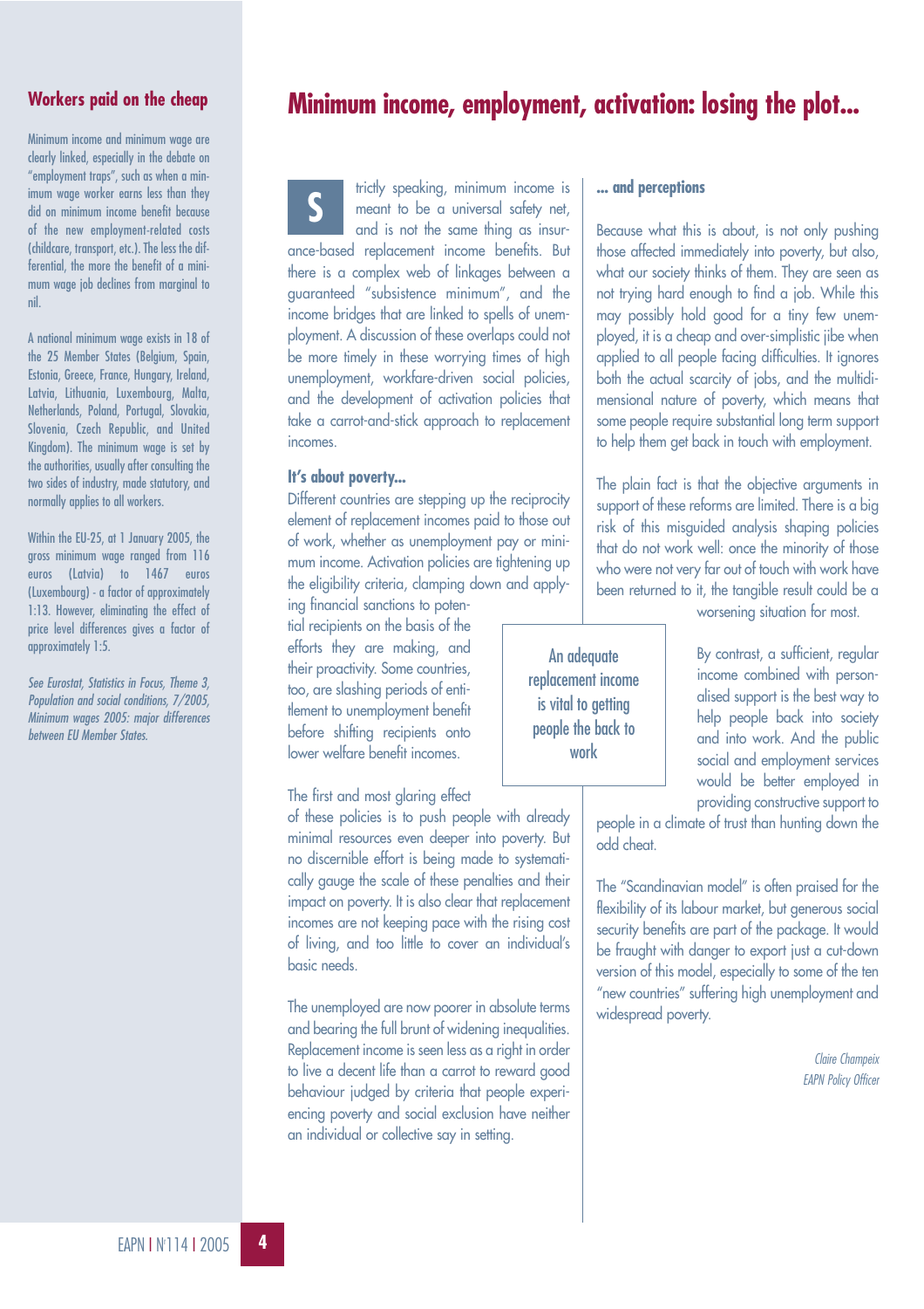## Workers paid on the cheap

Minimum income and minimum wage are clearly linked, especially in the debate on "employment traps", such as when a minimum wage worker earns less than they did on minimum income benefit because of the new employment-related costs (childcare, transport, etc.). The less the differential, the more the benefit of a minimum wage job declines from marginal to nil.

A national minimum wage exists in 18 of the 25 Member States (Belgium, Spain, Estonia, Greece, France, Hungary, Ireland, Latvia, Lithuania, Luxembourg, Malta, Netherlands, Poland, Portugal, Slovakia, Slovenia, Czech Republic, and United Kingdom). The minimum wage is set by the authorities, usually after consulting the two sides of industry, made statutory, and normally applies to all workers.

Within the EU-25, at 1 January 2005, the gross minimum wage ranged from 116 euros (Latvia) to 1467 euros (Luxembourg) - a factor of approximately 1:13. However, eliminating the effect of price level differences gives a factor of approximately 1:5.

*See Eurostat, Statistics in Focus, Theme 3, Population and social conditions, 7/2005, Minimum wages 2005: major differences between EU Member States.*

# Minimum income, employment, activation: losing the plot...

Strictly speaking, minimum income is meant to be a universal safety net, and is not the same thing as insurance-based replacement income benefits. But there is a complex web of linkages between a guaranteed "subsistence minimum", and the income bridges that are linked to spells of unemployment. A discussion of these overlaps could not be more timely in these worrying times of high unemployment, workfare-driven social policies, and the development of activation policies that take a carrot-and-stick approach to replacement incomes.

### It's about poverty...

Different countries are stepping up the reciprocity element of replacement incomes paid to those out of work, whether as unemployment pay or minimum income. Activation policies are tightening up the eligibility criteria, clamping down and applying financial sanctions to potential recipients on the basis of the efforts they are making, and their proactivity. Some countries, too, are slashing periods of entitlement to unemployment benefit before shifting recipients onto lower welfare benefit incomes.

The first and most glaring effect of these policies is to push people with already minimal resources even deeper into poverty. But no discernible effort is being made to systematically gauge the scale of these penalties and their impact on poverty. It is also clear that replacement incomes are not keeping pace with the rising cost of living, and too little to cover an individual's basic needs.

The unemployed are now poorer in absolute terms and bearing the full brunt of widening inequalities. Replacement income is seen less as a right in order to live a decent life than a carrot to reward good behaviour judged by criteria that people experiencing poverty and social exclusion have neither an individual or collective say in setting.

### ... and perceptions

Because what this is about, is not only pushing those affected immediately into poverty, but also, what our society thinks of them. They are seen as not trying hard enough to find a job. While this may possibly hold good for a tiny few unemployed, it is a cheap and over-simplistic jibe when applied to all people facing difficulties. It ignores both the actual scarcity of jobs, and the multidimensional nature of poverty, which means that some people require substantial long term support to help them get back in touch with employment.

The plain fact is that the objective arguments in support of these reforms are limited. There is a big risk of this misguided analysis shaping policies that do not work well: once the minority of those who were not very far out of touch with work have been returned to it, the tangible result could be a worsening situation for most.

> An adequate replacement income is vital to getting people the back to work

By contrast, a sufficient, regular income combined with personalised support is the best way to help people back into society and into work. And the public social and employment services would be better employed in providing constructive support to people in a climate of trust than hunting down the odd cheat.

The "Scandinavian model" is often praised for the flexibility of its labour market, but generous social security benefits are part of the package. It would be fraught with danger to export just a cut-down version of this model, especially to some of the ten "new countries" suffering high unemployment and widespread poverty.

*Claire Champeix*
*EAPN Policy Officer*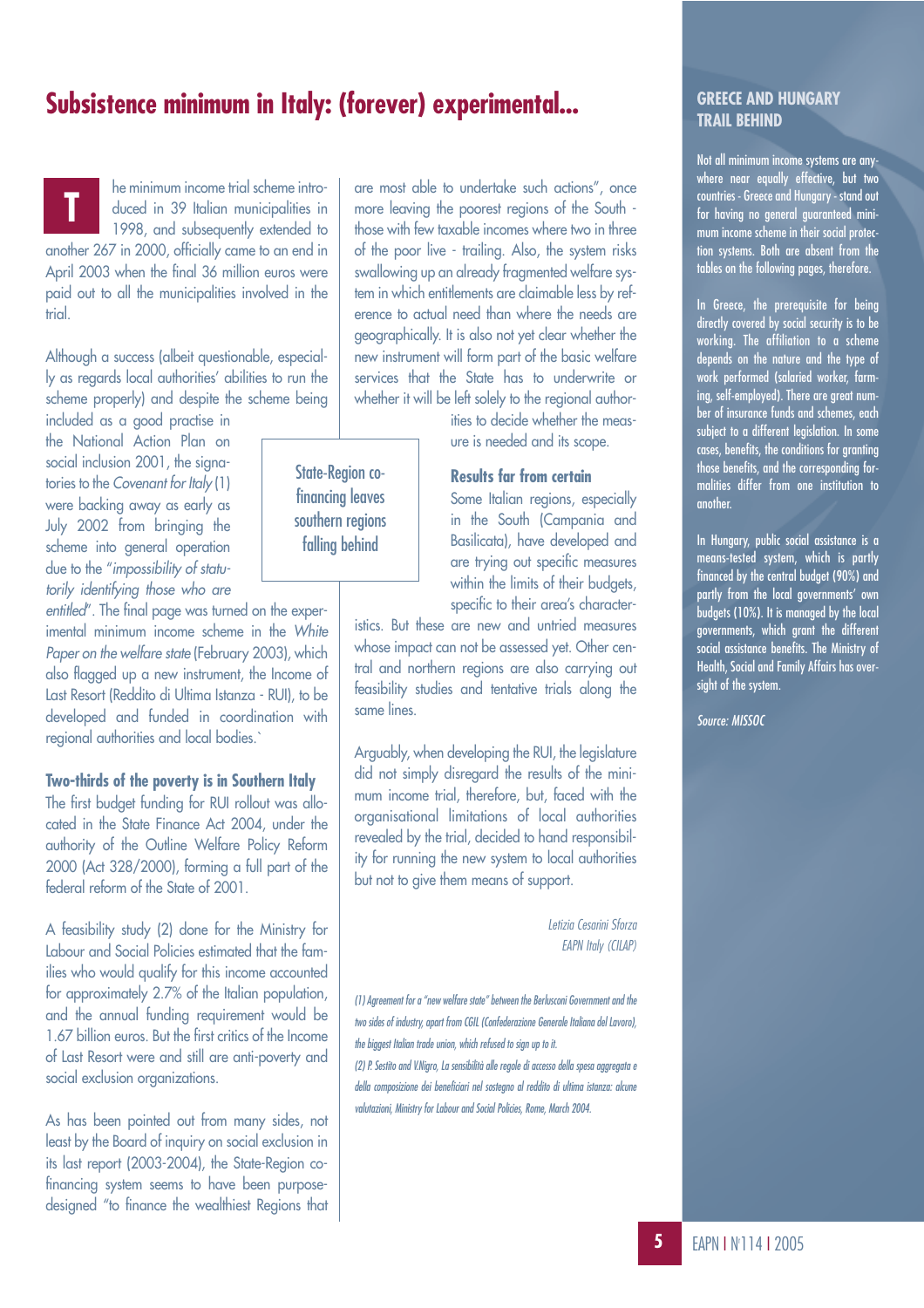# Subsistence minimum in Italy: (forever) experimental...

The minimum income trial scheme introduced in 39 Italian municipalities in 1998, and subsequently extended to another 267 in 2000, officially came to an end in April 2003 when the final 36 million euros were paid out to all the municipalities involved in the trial.

Although a success (albeit questionable, especially as regards local authorities' abilities to run the scheme properly) and despite the scheme being included as a good practise in the National Action Plan on social inclusion 2001, the signatories to the *Covenant for Italy* (1) were backing away as early as July 2002 from bringing the scheme into general operation due to the "*impossibility of statutorily identifying those who are entitled*". The final page was turned on the experimental minimum income scheme in the *White Paper on the welfare state* (February 2003), which also flagged up a new instrument, the Income of Last Resort (Reddito di Ultima Istanza - RUI), to be developed and funded in coordination with regional authorities and local bodies.`

> State-Region co-financing leaves southern regions falling behind

### Two-thirds of the poverty is in Southern Italy

The first budget funding for RUI rollout was allocated in the State Finance Act 2004, under the authority of the Outline Welfare Policy Reform 2000 (Act 328/2000), forming a full part of the federal reform of the State of 2001.

A feasibility study (2) done for the Ministry for Labour and Social Policies estimated that the families who would qualify for this income accounted for approximately 2.7% of the Italian population, and the annual funding requirement would be 1.67 billion euros. But the first critics of the Income of Last Resort were and still are anti-poverty and social exclusion organizations.

As has been pointed out from many sides, not least by the Board of inquiry on social exclusion in its last report (2003-2004), the State-Region co-financing system seems to have been purpose-designed "to finance the wealthiest Regions that are most able to undertake such actions", once more leaving the poorest regions of the South - those with few taxable incomes where two in three of the poor live - trailing. Also, the system risks swallowing up an already fragmented welfare system in which entitlements are claimable less by reference to actual need than where the needs are geographically. It is also not yet clear whether the new instrument will form part of the basic welfare services that the State has to underwrite or whether it will be left solely to the regional authorities to decide whether the measure is needed and its scope.

### Results far from certain

Some Italian regions, especially in the South (Campania and Basilicata), have developed and are trying out specific measures within the limits of their budgets, specific to their area's characteristics. But these are new and untried measures whose impact can not be assessed yet. Other central and northern regions are also carrying out feasibility studies and tentative trials along the same lines.

Arguably, when developing the RUI, the legislature did not simply disregard the results of the minimum income trial, therefore, but, faced with the organisational limitations of local authorities revealed by the trial, decided to hand responsibility for running the new system to local authorities but not to give them means of support.

*Letizia Cesarini Sforza*
*EAPN Italy (CILAP)*

*(1) Agreement for a "new welfare state" between the Berlusconi Government and the two sides of industry, apart from CGIL (Confederazione Generale Italiana del Lavoro), the biggest Italian trade union, which refused to sign up to it.*

*(2) P. Sestito and V.Nigro, La sensibilità alle regole di accesso della spesa aggregata e della composizione dei beneficiari nel sostegno al reddito di ultima istanza: alcune valutazioni, Ministry for Labour and Social Policies, Rome, March 2004.*

## GREECE AND HUNGARY TRAIL BEHIND

Not all minimum income systems are anywhere near equally effective, but two countries - Greece and Hungary - stand out for having no general guaranteed minimum income scheme in their social protection systems. Both are absent from the tables on the following pages, therefore.

In Greece, the prerequisite for being directly covered by social security is to be working. The affiliation to a scheme depends on the nature and the type of work performed (salaried worker, farming, self-employed). There are great number of insurance funds and schemes, each subject to a different legislation. In some cases, benefits, the conditions for granting those benefits, and the corresponding formalities differ from one institution to another.

In Hungary, public social assistance is a means-tested system, which is partly financed by the central budget (90%) and partly from the local governments' own budgets (10%). It is managed by the local governments, which grant the different social assistance benefits. The Ministry of Health, Social and Family Affairs has oversight of the system.

*Source: MISSOC*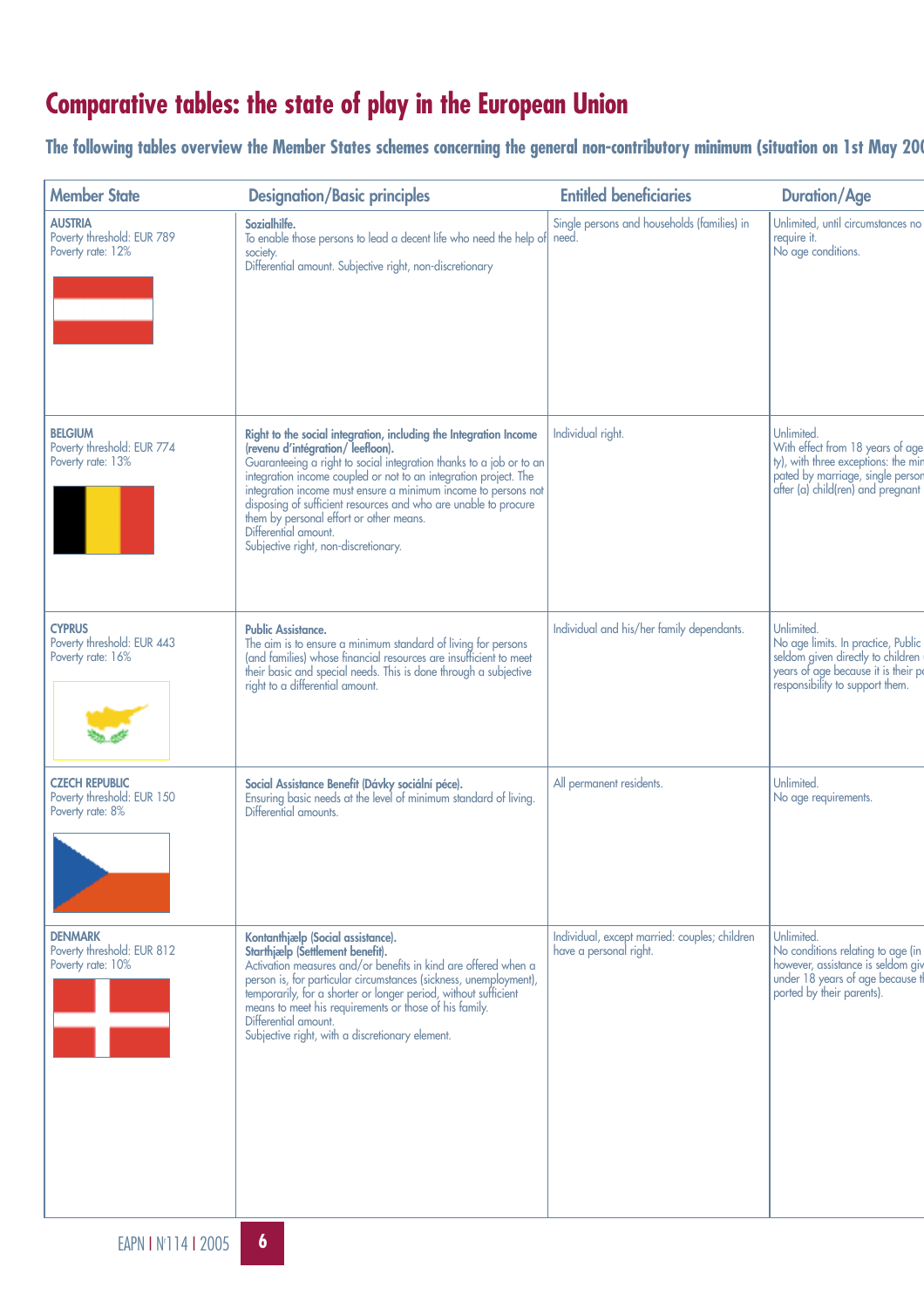## Comparative tables: the state of play in the European Union

**The following tables overview the Member States schemes concerning the general non-contributory minimum (situation on 1st May 200**

| Member State | Designation/Basic principles | Entitled beneficiaries | Duration/Age |
|---|---|---|---|
| **AUSTRIA**<br>Poverty threshold: EUR 789<br>Poverty rate: 12% | **Sozialhilfe.**<br>To enable those persons to lead a decent life who need the help of society.<br>Differential amount. Subjective right, non-discretionary | Single persons and households (families) in need. | Unlimited, until circumstances no require it.<br>No age conditions. |
| **BELGIUM**<br>Poverty threshold: EUR 774<br>Poverty rate: 13% | **Right to the social integration, including the Integration Income (revenu d'intégration/ leefloon).**<br>Guaranteeing a right to social integration thanks to a job or to an integration income coupled or not to an integration project. The integration income must ensure a minimum income to persons not disposing of sufficient resources and who are unable to procure them by personal effort or other means.<br>Differential amount.<br>Subjective right, non-discretionary. | Individual right. | Unlimited.<br>With effect from 18 years of age ty), with three exceptions: the min pated by marriage, single person after (a) child(ren) and pregnant |
| **CYPRUS**<br>Poverty threshold: EUR 443<br>Poverty rate: 16% | **Public Assistance.**<br>The aim is to ensure a minimum standard of living for persons (and families) whose financial resources are insufficient to meet their basic and special needs. This is done through a subjective right to a differential amount. | Individual and his/her family dependants. | Unlimited.<br>No age limits. In practice, Public seldom given directly to children years of age because it is their pa responsibility to support them. |
| **CZECH REPUBLIC**<br>Poverty threshold: EUR 150<br>Poverty rate: 8% | **Social Assistance Benefit (Dávky sociální péce).**<br>Ensuring basic needs at the level of minimum standard of living.<br>Differential amounts. | All permanent residents. | Unlimited.<br>No age requirements. |
| **DENMARK**<br>Poverty threshold: EUR 812<br>Poverty rate: 10% | **Kontanthjælp (Social assistance).**<br>**Starthjælp (Settlement benefit).**<br>Activation measures and/or benefits in kind are offered when a person is, for particular circumstances (sickness, unemployment), temporarily, for a shorter or longer period, without sufficient means to meet his requirements or those of his family.<br>Differential amount.<br>Subjective right, with a discretionary element. | Individual, except married: couples; children have a personal right. | Unlimited.<br>No conditions relating to age (in however, assistance is seldom giv under 18 years of age because th ported by their parents). |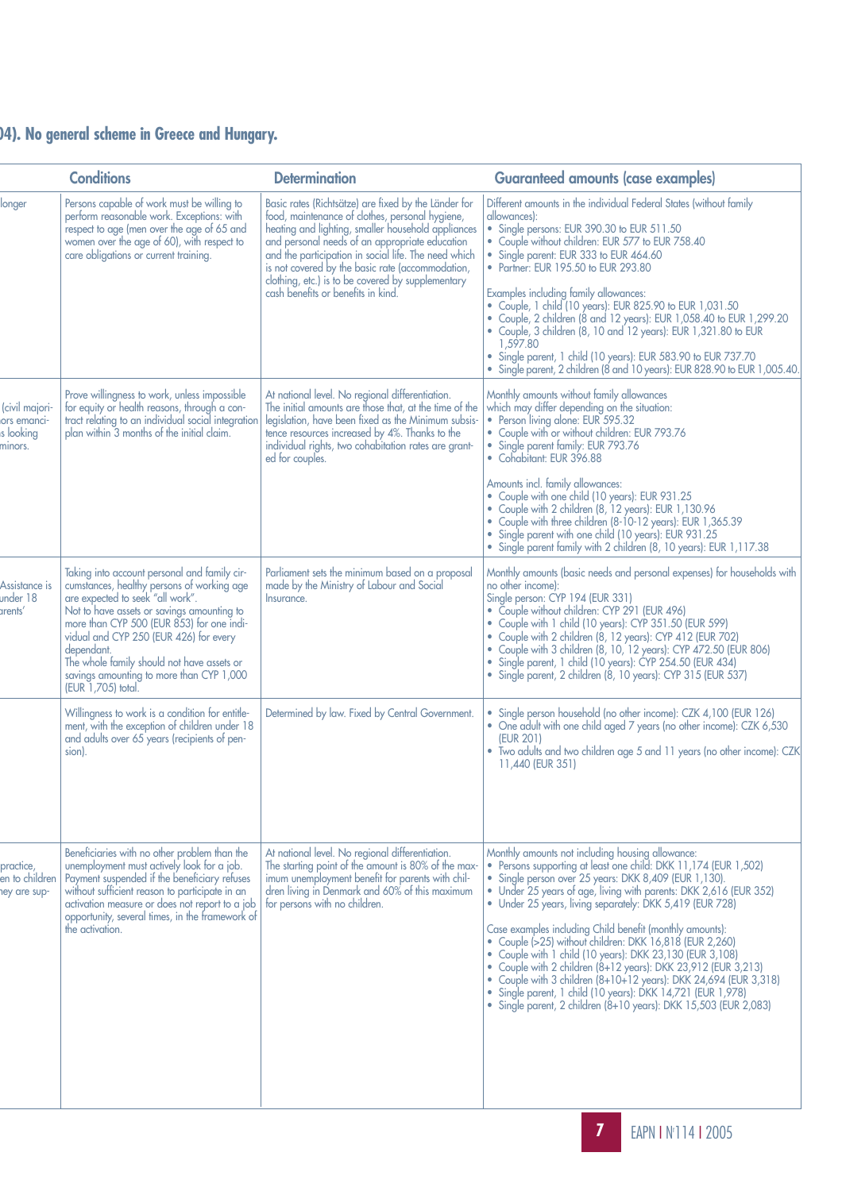04). No general scheme in Greece and Hungary.

| | Conditions | Determination | Guaranteed amounts (case examples) |
|---|---|---|---|
| longer | Persons capable of work must be willing to perform reasonable work. Exceptions: with respect to age (men over the age of 65 and women over the age of 60), with respect to care obligations or current training. | Basic rates (Richtsätze) are fixed by the Länder for food, maintenance of clothes, personal hygiene, heating and lighting, smaller household appliances and personal needs of an appropriate education and the participation in social life. The need which is not covered by the basic rate (accommodation, clothing, etc.) is to be covered by supplementary cash benefits or benefits in kind. | Different amounts in the individual Federal States (without family allowances):<br>• Single persons: EUR 390.30 to EUR 511.50<br>• Couple without children: EUR 577 to EUR 758.40<br>• Single parent: EUR 333 to EUR 464.60<br>• Partner: EUR 195.50 to EUR 293.80<br><br>Examples including family allowances:<br>• Couple, 1 child (10 years): EUR 825.90 to EUR 1,031.50<br>• Couple, 2 children (8 and 12 years): EUR 1,058.40 to EUR 1,299.20<br>• Couple, 3 children (8, 10 and 12 years): EUR 1,321.80 to EUR 1,597.80<br>• Single parent, 1 child (10 years): EUR 583.90 to EUR 737.70<br>• Single parent, 2 children (8 and 10 years): EUR 828.90 to EUR 1,005.40. |
| (civil majori- ors emanci- s looking minors. | Prove willingness to work, unless impossible for equity or health reasons, through a contract relating to an individual social integration plan within 3 months of the initial claim. | At national level. No regional differentiation. The initial amounts are those that, at the time of the legislation, have been fixed as the Minimum subsistence resources increased by 4%. Thanks to the individual rights, two cohabitation rates are granted for couples. | Monthly amounts without family allowances which may differ depending on the situation:<br>• Person living alone: EUR 595.32<br>• Couple with or without children: EUR 793.76<br>• Single parent family: EUR 793.76<br>• Cohabitant: EUR 396.88<br><br>Amounts incl. family allowances:<br>• Couple with one child (10 years): EUR 931.25<br>• Couple with 2 children (8, 12 years): EUR 1,130.96<br>• Couple with three children (8-10-12 years): EUR 1,365.39<br>• Single parent with one child (10 years): EUR 931.25<br>• Single parent family with 2 children (8, 10 years): EUR 1,117.38 |
| Assistance is under 18 arents' | Taking into account personal and family circumstances, healthy persons of working age are expected to seek "all work".<br>Not to have assets or savings amounting to more than CYP 500 (EUR 853) for one individual and CYP 250 (EUR 426) for every dependant.<br>The whole family should not have assets or savings amounting to more than CYP 1,000 (EUR 1,705) total. | Parliament sets the minimum based on a proposal made by the Ministry of Labour and Social Insurance. | Monthly amounts (basic needs and personal expenses) for households with no other income):<br>Single person: CYP 194 (EUR 331)<br>• Couple without children: CYP 291 (EUR 496)<br>• Couple with 1 child (10 years): CYP 351.50 (EUR 599)<br>• Couple with 2 children (8, 12 years): CYP 412 (EUR 702)<br>• Couple with 3 children (8, 10, 12 years): CYP 472.50 (EUR 806)<br>• Single parent, 1 child (10 years): CYP 254.50 (EUR 434)<br>• Single parent, 2 children (8, 10 years): CYP 315 (EUR 537) |
| | Willingness to work is a condition for entitlement, with the exception of children under 18 and adults over 65 years (recipients of pension). | Determined by law. Fixed by Central Government. | • Single person household (no other income): CZK 4,100 (EUR 126)<br>• One adult with one child aged 7 years (no other income): CZK 6,530 (EUR 201)<br>• Two adults and two children age 5 and 11 years (no other income): CZK 11,440 (EUR 351) |
| practice, en to children hey are sup- | Beneficiaries with no other problem than the unemployment must actively look for a job. Payment suspended if the beneficiary refuses without sufficient reason to participate in an activation measure or does not report to a job opportunity, several times, in the framework of the activation. | At national level. No regional differentiation. The starting point of the amount is 80% of the maximum unemployment benefit for parents with children living in Denmark and 60% of this maximum for persons with no children. | Monthly amounts not including housing allowance:<br>• Persons supporting at least one child: DKK 11,174 (EUR 1,502)<br>• Single person over 25 years: DKK 8,409 (EUR 1,130).<br>• Under 25 years of age, living with parents: DKK 2,616 (EUR 352)<br>• Under 25 years, living separately: DKK 5,419 (EUR 728)<br><br>Case examples including Child benefit (monthly amounts):<br>• Couple (>25) without children: DKK 16,818 (EUR 2,260)<br>• Couple with 1 child (10 years): DKK 23,130 (EUR 3,108)<br>• Couple with 2 children (8+12 years): DKK 23,912 (EUR 3,213)<br>• Couple with 3 children (8+10+12 years): DKK 24,694 (EUR 3,318)<br>• Single parent, 1 child (10 years): DKK 14,721 (EUR 1,978)<br>• Single parent, 2 children (8+10 years): DKK 15,503 (EUR 2,083) |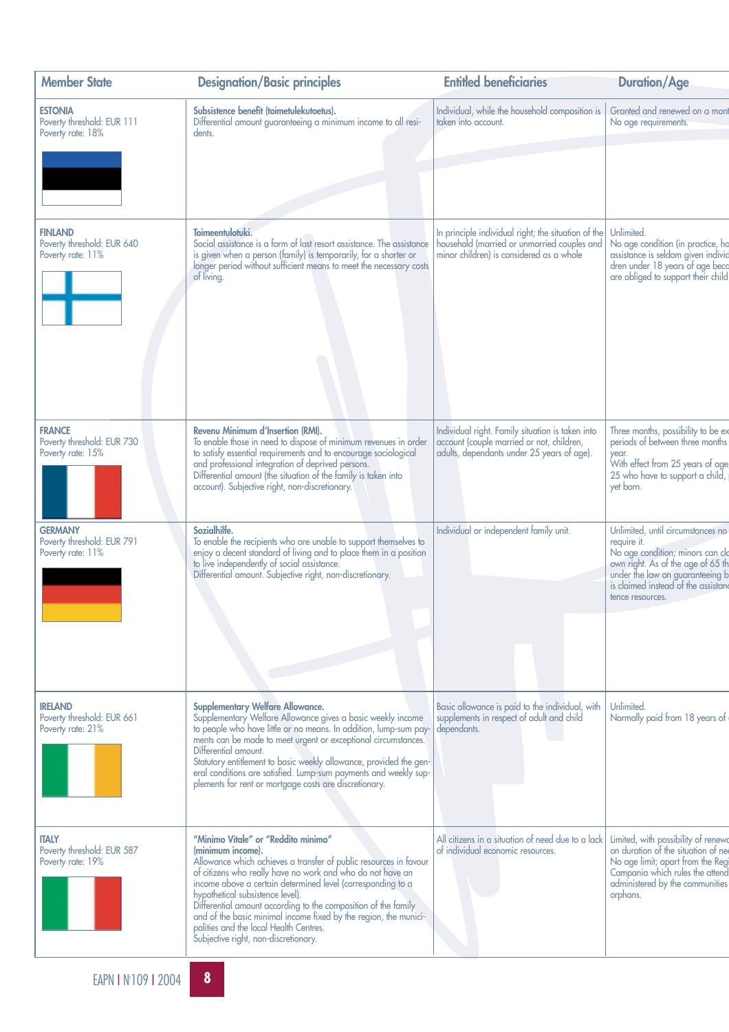| Member State | Designation/Basic principles | Entitled beneficiaries | Duration/Age |
|---|---|---|---|
| **ESTONIA**<br>Poverty threshold: EUR 111<br>Poverty rate: 18% | **Subsistence benefit (toimetulekutoetus).**<br>Differential amount guaranteeing a minimum income to all residents. | Individual, while the household composition is taken into account. | Granted and renewed on a mont<br>No age requirements. |
| **FINLAND**<br>Poverty threshold: EUR 640<br>Poverty rate: 11% | **Toimeentulotuki.**<br>Social assistance is a form of last resort assistance. The assistance is given when a person (family) is temporarily, for a shorter or longer period without sufficient means to meet the necessary costs of living. | In principle individual right; the situation of the household (married or unmarried couples and minor children) is considered as a whole | Unlimited.<br>No age condition (in practice, ho assistance is seldom given individ dren under 18 years of age beca are obliged to support their child |
| **FRANCE**<br>Poverty threshold: EUR 730<br>Poverty rate: 15% | **Revenu Minimum d'Insertion (RMI).**<br>To enable those in need to dispose of minimum revenues in order to satisfy essential requirements and to encourage sociological and professional integration of deprived persons.<br>Differential amount (the situation of the family is taken into account). Subjective right, non-discretionary. | Individual right. Family situation is taken into account (couple married or not, children, adults, dependants under 25 years of age). | Three months, possibility to be ex periods of between three months year.<br>With effect from 25 years of age 25 who have to support a child, yet born. |
| **GERMANY**<br>Poverty threshold: EUR 791<br>Poverty rate: 11% | **Sozialhilfe.**<br>To enable the recipients who are unable to support themselves to enjoy a decent standard of living and to place them in a position to live independently of social assistance.<br>Differential amount. Subjective right, non-discretionary. | Individual or independent family unit. | Unlimited, until circumstances no require it.<br>No age condition; minors can cla own right. As of the age of 65 th under the law on guaranteeing b is claimed instead of the assistanc tence resources. |
| **IRELAND**<br>Poverty threshold: EUR 661<br>Poverty rate: 21% | **Supplementary Welfare Allowance.**<br>Supplementary Welfare Allowance gives a basic weekly income to people who have little or no means. In addition, lump-sum payments can be made to meet urgent or exceptional circumstances.<br>Differential amount.<br>Statutory entitlement to basic weekly allowance, provided the general conditions are satisfied. Lump-sum payments and weekly supplements for rent or mortgage costs are discretionary. | Basic allowance is paid to the individual, with supplements in respect of adult and child dependants. | Unlimited.<br>Normally paid from 18 years of |
| **ITALY**<br>Poverty threshold: EUR 587<br>Poverty rate: 19% | **"Minimo Vitale" or "Reddito minimo" (minimum income).**<br>Allowance which achieves a transfer of public resources in favour of citizens who really have no work and who do not have an income above a certain determined level (corresponding to a hypothetical subsistence level).<br>Differential amount according to the composition of the family and of the basic minimal income fixed by the region, the municipalities and the local Health Centres.<br>Subjective right, non-discretionary. | All citizens in a situation of need due to a lack of individual economic resources. | Limited, with possibility of renew on duration of the situation of nee<br>No age limit; apart from the Regi Campania which rules the attend administered by the communities orphans. |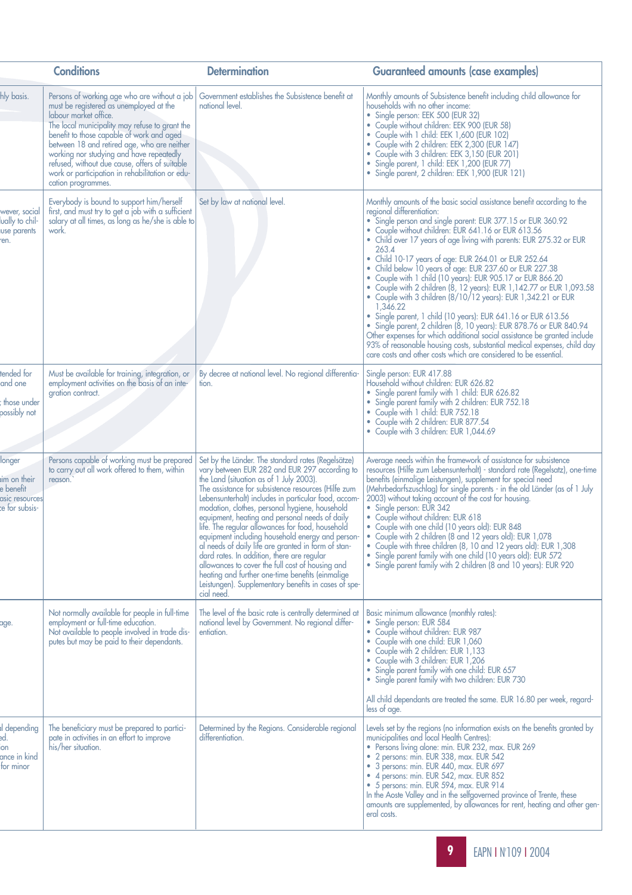| | Conditions | Determination | Guaranteed amounts (case examples) |
|---|---|---|---|
| hly basis. | Persons of working age who are without a job must be registered as unemployed at the labour market office. The local municipality may refuse to grant the benefit to those capable of work and aged between 18 and retired age, who are neither working nor studying and have repeatedly refused, without due cause, offers of suitable work or participation in rehabilitation or education programmes. | Government establishes the Subsistence benefit at national level. | Monthly amounts of Subsistence benefit including child allowance for households with no other income: • Single person: EEK 500 (EUR 32) • Couple without children: EEK 900 (EUR 58) • Couple with 1 child: EEK 1,600 (EUR 102) • Couple with 2 children: EEK 2,300 (EUR 147) • Couple with 3 children: EEK 3,150 (EUR 201) • Single parent, 1 child: EEK 1,200 (EUR 77) • Single parent, 2 children: EEK 1,900 (EUR 121) |
| wever, social ually to children... use parents ren. | Everybody is bound to support him/herself first, and must try to get a job with a sufficient salary at all times, as long as he/she is able to work. | Set by law at national level. | Monthly amounts of the basic social assistance benefit according to the regional differentiation: • Single person and single parent: EUR 377.15 or EUR 360.92 • Couple without children: EUR 641.16 or EUR 613.56 • Child over 17 years of age living with parents: EUR 275.32 or EUR 263.4 • Child 10-17 years of age: EUR 264.01 or EUR 252.64 • Child below 10 years of age: EUR 237.60 or EUR 227.38 • Couple with 1 child (10 years): EUR 905.17 or EUR 866.20 • Couple with 2 children (8, 12 years): EUR 1,142.77 or EUR 1,093.58 • Couple with 3 children (8/10/12 years): EUR 1,342.21 or EUR 1,346.22 • Single parent, 1 child (10 years): EUR 641.16 or EUR 613.56 • Single parent, 2 children (8, 10 years): EUR 878.76 or EUR 840.94 Other expenses for which additional social assistance be granted include 93% of reasonable housing costs, substantial medical expenses, child day care costs and other costs which are considered to be essential. |
| tended for and one ... those under possibly not | Must be available for training, integration, or employment activities on the basis of an integration contract. | By decree at national level. No regional differentiation. | Single person: EUR 417.88 Household without children: EUR 626.82 • Single parent family with 1 child: EUR 626.82 • Single parent family with 2 children: EUR 752.18 • Couple with 1 child: EUR 752.18 • Couple with 2 children: EUR 877.54 • Couple with 3 children: EUR 1,044.69 |
| longer ... im on their e benefit asic resources e for subsis- | Persons capable of working must be prepared to carry out all work offered to them, within reason.` | Set by the Länder. The standard rates (Regelsätze) vary between EUR 282 and EUR 297 according to the Land (situation as of 1 July 2003). The assistance for subsistence resources (Hilfe zum Lebensunterhalt) includes in particular food, accommodation, clothes, personal hygiene, household equipment, heating and personal needs of daily life. The regular allowances for food, household equipment including household energy and personal needs of daily life are granted in form of standard rates. In addition, there are regular allowances to cover the full cost of housing and heating and further one-time benefits (einmalige Leistungen). Supplementary benefits in cases of special need. | Average needs within the framework of assistance for subsistence resources (Hilfe zum Lebensunterhalt) - standard rate (Regelsatz), one-time benefits (einmalige Leistungen), supplement for special need (Mehrbedarfszuschlag) for single parents - in the old Länder (as of 1 July 2003) without taking account of the cost for housing. • Single person: EUR 342 • Couple without children: EUR 618 • Couple with one child (10 years old): EUR 848 • Couple with 2 children (8 and 12 years old): EUR 1,078 • Couple with three children (8, 10 and 12 years old): EUR 1,308 • Single parent family with one child (10 years old): EUR 572 • Single parent family with 2 children (8 and 10 years): EUR 920 |
| age. | Not normally available for people in full-time employment or full-time education. Not available to people involved in trade disputes but may be paid to their dependants. | The level of the basic rate is centrally determined at national level by Government. No regional differentiation. | Basic minimum allowance (monthly rates): • Single person: EUR 584 • Couple without children: EUR 987 • Couple with one child: EUR 1,060 • Couple with 2 children: EUR 1,133 • Couple with 3 children: EUR 1,206 • Single parent family with one child: EUR 657 • Single parent family with two children: EUR 730 All child dependants are treated the same. EUR 16.80 per week, regardless of age. |
| l depending ed. ion ance in kind for minor | The beneficiary must be prepared to participate in activities in an effort to improve his/her situation. | Determined by the Regions. Considerable regional differentiation. | Levels set by the regions (no information exists on the benefits granted by municipalities and local Health Centres): • Persons living alone: min. EUR 232, max. EUR 269 • 2 persons: min. EUR 338, max. EUR 542 • 3 persons: min. EUR 440, max. EUR 697 • 4 persons: min. EUR 542, max. EUR 852 • 5 persons: min. EUR 594, max. EUR 914 In the Aoste Valley and in the selfgoverned province of Trente, these amounts are supplemented, by allowances for rent, heating and other general costs. |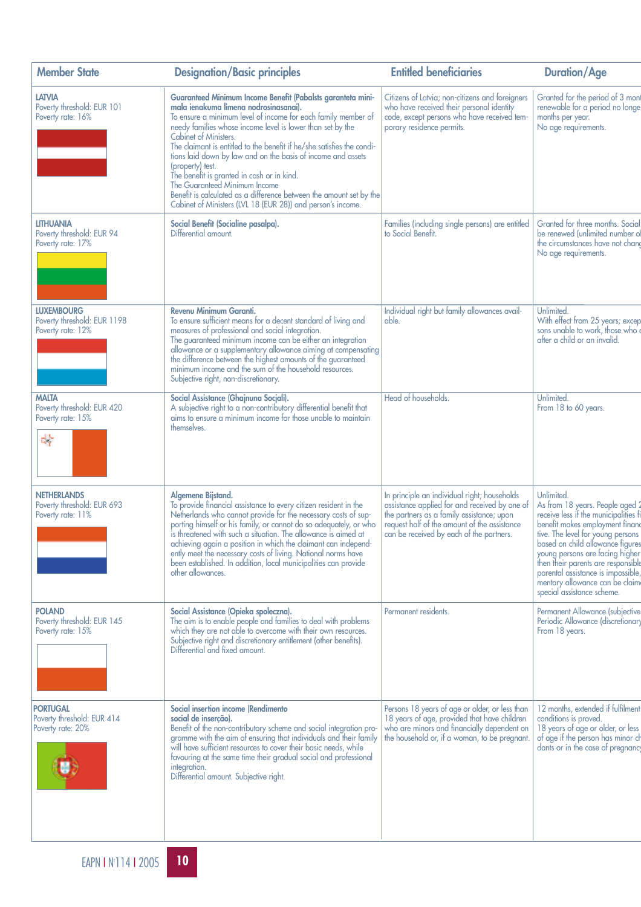| Member State | Designation/Basic principles | Entitled beneficiaries | Duration/Age |
|---|---|---|---|
| **LATVIA**<br>Poverty threshold: EUR 101<br>Poverty rate: 16% | **Guaranteed Minimum Income Benefit (Pabalsts garanteta minimala ienakuma limena nodrosinasanai).**<br>To ensure a minimum level of income for each family member of needy families whose income level is lower than set by the Cabinet of Ministers.<br>The claimant is entitled to the benefit if he/she satisfies the conditions laid down by law and on the basis of income and assets (property) test.<br>The benefit is granted in cash or in kind.<br>The Guaranteed Minimum Income Benefit is calculated as a difference between the amount set by the Cabinet of Ministers (LVL 18 (EUR 28)) and person's income. | Citizens of Latvia; non-citizens and foreigners who have received their personal identity code, except persons who have received temporary residence permits. | Granted for the period of 3 mont renewable for a period no longe months per year.<br>No age requirements. |
| **LITHUANIA**<br>Poverty threshold: EUR 94<br>Poverty rate: 17% | **Social Benefit (Socialine pasalpa).**<br>Differential amount. | Families (including single persons) are entitled to Social Benefit. | Granted for three months. Social be renewed (unlimited number of the circumstances have not chang<br>No age requirements. |
| **LUXEMBOURG**<br>Poverty threshold: EUR 1198<br>Poverty rate: 12% | **Revenu Minimum Garanti.**<br>To ensure sufficient means for a decent standard of living and measures of professional and social integration.<br>The guaranteed minimum income can be either an integration allowance or a supplementary allowance aiming at compensating the difference between the highest amounts of the guaranteed minimum income and the sum of the household resources.<br>Subjective right, non-discretionary. | Individual right but family allowances available. | Unlimited.<br>With effect from 25 years; excep sons unable to work, those who after a child or an invalid. |
| **MALTA**<br>Poverty threshold: EUR 420<br>Poverty rate: 15% | **Social Assistance (Ghajnuna Socjali).**<br>A subjective right to a non-contributory differential benefit that aims to ensure a minimum income for those unable to maintain themselves. | Head of households. | Unlimited.<br>From 18 to 60 years. |
| **NETHERLANDS**<br>Poverty threshold: EUR 693<br>Poverty rate: 11% | **Algemene Bijstand.**<br>To provide financial assistance to every citizen resident in the Netherlands who cannot provide for the necessary costs of supporting himself or his family, or cannot do so adequately, or who is threatened with such a situation. The allowance is aimed at achieving again a position in which the claimant can independently meet the necessary costs of living. National norms have been established. In addition, local municipalities can provide other allowances. | In principle an individual right; households assistance applied for and received by one of the partners as a family assistance; upon request half of the amount of the assistance can be received by each of the partners. | Unlimited.<br>As from 18 years. People aged 2 receive less if the municipalities fi benefit makes employment financ tive. The level for young persons based on child allowance figures young persons are facing higher then their parents are responsible parental assistance is impossible, mentary allowance can be claim special assistance scheme. |
| **POLAND**<br>Poverty threshold: EUR 145<br>Poverty rate: 15% | **Social Assistance (Opieka spoleczna).**<br>The aim is to enable people and families to deal with problems which they are not able to overcome with their own resources.<br>Subjective right and discretionary entitlement (other benefits).<br>Differential and fixed amount. | Permanent residents. | Permanent Allowance (subjective Periodic Allowance (discretionary<br>From 18 years. |
| **PORTUGAL**<br>Poverty threshold: EUR 414<br>Poverty rate: 20% | **Social insertion income (Rendimento social de inserção).**<br>Benefit of the non-contributory scheme and social integration programme with the aim of ensuring that individuals and their family will have sufficient resources to cover their basic needs, while favouring at the same time their gradual social and professional integration.<br>Differential amount. Subjective right. | Persons 18 years of age or older, or less than 18 years of age, provided that have children who are minors and financially dependent on the household or, if a woman, to be pregnant. | 12 months, extended if fulfilment conditions is proved.<br>18 years of age or older, or less of age if the person has minor ch dants or in the case of pregnancy |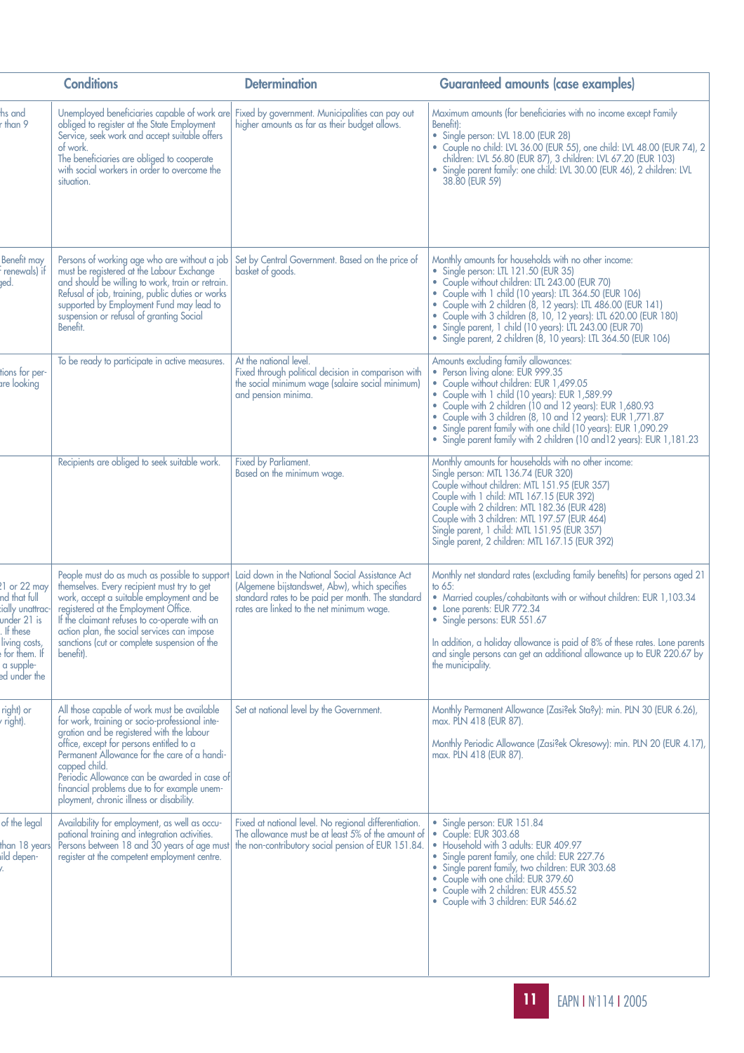| | Conditions | Determination | Guaranteed amounts (case examples) |
|---|---|---|---|
| ...hs and ...r than 9 | Unemployed beneficiaries capable of work are obliged to register at the State Employment Service, seek work and accept suitable offers of work. The beneficiaries are obliged to cooperate with social workers in order to overcome the situation. | Fixed by government. Municipalities can pay out higher amounts as far as their budget allows. | Maximum amounts (for beneficiaries with no income except Family Benefit): • Single person: LVL 18.00 (EUR 28) • Couple no child: LVL 36.00 (EUR 55), one child: LVL 48.00 (EUR 74), 2 children: LVL 56.80 (EUR 87), 3 children: LVL 67.20 (EUR 103) • Single parent family: one child: LVL 30.00 (EUR 46), 2 children: LVL 38.80 (EUR 59) |
| ...Benefit may ...renewals) if ...ged. | Persons of working age who are without a job must be registered at the Labour Exchange and should be willing to work, train or retrain. Refusal of job, training, public duties or works supported by Employment Fund may lead to suspension or refusal of granting Social Benefit. | Set by Central Government. Based on the price of basket of goods. | Monthly amounts for households with no other income: • Single person: LTL 121.50 (EUR 35) • Couple without children: LTL 243.00 (EUR 70) • Couple with 1 child (10 years): LTL 364.50 (EUR 106) • Couple with 2 children (8, 12 years): LTL 486.00 (EUR 141) • Couple with 3 children (8, 10, 12 years): LTL 620.00 (EUR 180) • Single parent, 1 child (10 years): LTL 243.00 (EUR 70) • Single parent, 2 children (8, 10 years): LTL 364.50 (EUR 106) |
| ...tions for per- ...re looking | To be ready to participate in active measures. | At the national level. Fixed through political decision in comparison with the social minimum wage (salaire social minimum) and pension minima. | Amounts excluding family allowances: • Person living alone: EUR 999.35 • Couple without children: EUR 1,499.05 • Couple with 1 child (10 years): EUR 1,589.99 • Couple with 2 children (10 and 12 years): EUR 1,680.93 • Couple with 3 children (8, 10 and 12 years): EUR 1,771.87 • Single parent family with one child (10 years): EUR 1,090.29 • Single parent family with 2 children (10 and12 years): EUR 1,181.23 |
| | Recipients are obliged to seek suitable work. | Fixed by Parliament. Based on the minimum wage. | Monthly amounts for households with no other income: Single person: MTL 136.74 (EUR 320) Couple without children: MTL 151.95 (EUR 357) Couple with 1 child: MTL 167.15 (EUR 392) Couple with 2 children: MTL 182.36 (EUR 428) Couple with 3 children: MTL 197.57 (EUR 464) Single parent, 1 child: MTL 151.95 (EUR 357) Single parent, 2 children: MTL 167.15 (EUR 392) |
| ...21 or 22 may ...nd that full ...ially unattrac- ...under 21 is ... If these ...living costs, ...for them. If ...a supple- ...ed under the | People must do as much as possible to support themselves. Every recipient must try to get work, accept a suitable employment and be registered at the Employment Office. If the claimant refuses to co-operate with an action plan, the social services can impose sanctions (cut or complete suspension of the benefit). | Laid down in the National Social Assistance Act (Algemene bijstandswet, Abw), which specifies standard rates to be paid per month. The standard rates are linked to the net minimum wage. | Monthly net standard rates (excluding family benefits) for persons aged 21 to 65: • Married couples/cohabitants with or without children: EUR 1,103.34 • Lone parents: EUR 772.34 • Single persons: EUR 551.67 In addition, a holiday allowance is paid of 8% of these rates. Lone parents and single persons can get an additional allowance up to EUR 220.67 by the municipality. |
| ...right) or ...right). | All those capable of work must be available for work, training or socio-professional integration and be registered with the labour office, except for persons entitled to a Permanent Allowance for the care of a handicapped child. Periodic Allowance can be awarded in case of financial problems due to for example unemployment, chronic illness or disability. | Set at national level by the Government. | Monthly Permanent Allowance (Zasi?ek Sta?y): min. PLN 30 (EUR 6.26), max. PLN 418 (EUR 87). Monthly Periodic Allowance (Zasi?ek Okresowy): min. PLN 20 (EUR 4.17), max. PLN 418 (EUR 87). |
| ...of the legal ...than 18 years ...ild depen- ...y. | Availability for employment, as well as occupational training and integration activities. Persons between 18 and 30 years of age must register at the competent employment centre. | Fixed at national level. No regional differentiation. The allowance must be at least 5% of the amount of the non-contributory social pension of EUR 151.84. | • Single person: EUR 151.84 • Couple: EUR 303.68 • Household with 3 adults: EUR 409.97 • Single parent family, one child: EUR 227.76 • Single parent family, two children: EUR 303.68 • Couple with one child: EUR 379.60 • Couple with 2 children: EUR 455.52 • Couple with 3 children: EUR 546.62 |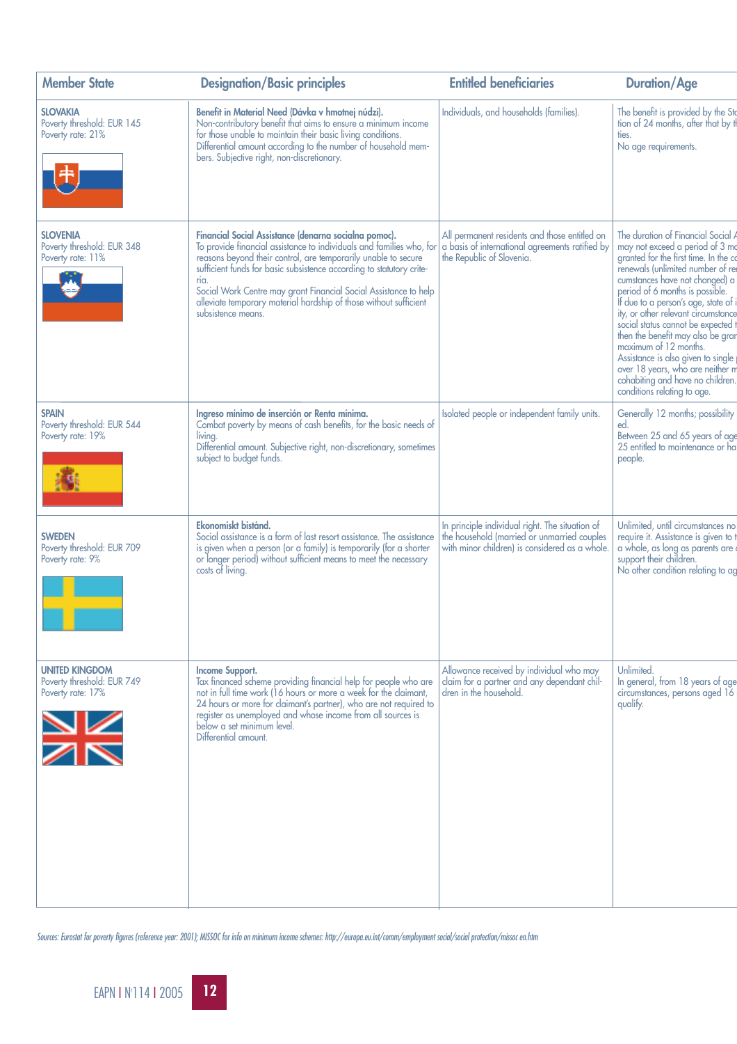| Member State | Designation/Basic principles | Entitled beneficiaries | Duration/Age |
|---|---|---|---|
| **SLOVAKIA**<br>Poverty threshold: EUR 145<br>Poverty rate: 21% | **Benefit in Material Need (Dávka v hmotnej núdzi).**<br>Non-contributory benefit that aims to ensure a minimum income for those unable to maintain their basic living conditions.<br>Differential amount according to the number of household members. Subjective right, non-discretionary. | Individuals, and households (families). | The benefit is provided by the Sta tion of 24 months, after that by t ties.<br>No age requirements. |
| **SLOVENIA**<br>Poverty threshold: EUR 348<br>Poverty rate: 11% | **Financial Social Assistance (denarna socialna pomoc).**<br>To provide financial assistance to individuals and families who, for reasons beyond their control, are temporarily unable to secure sufficient funds for basic subsistence according to statutory criteria.<br>Social Work Centre may grant Financial Social Assistance to help alleviate temporary material hardship of those without sufficient subsistence means. | All permanent residents and those entitled on a basis of international agreements ratified by the Republic of Slovenia. | The duration of Financial Social A may not exceed a period of 3 mo granted for the first time. In the co renewals (unlimited number of ren cumstances have not changed) a period of 6 months is possible.<br>If due to a person's age, state of i ity, or other relevant circumstance social status cannot be expected t then the benefit may also be gran maximum of 12 months.<br>Assistance is also given to single p over 18 years, who are neither m cohabiting and have no children. conditions relating to age. |
| **SPAIN**<br>Poverty threshold: EUR 544<br>Poverty rate: 19% | **Ingreso mínimo de inserción or Renta mínima.**<br>Combat poverty by means of cash benefits, for the basic needs of living.<br>Differential amount. Subjective right, non-discretionary, sometimes subject to budget funds. | Isolated people or independent family units. | Generally 12 months; possibility ed.<br>Between 25 and 65 years of age 25 entitled to maintenance or ha people. |
| **SWEDEN**<br>Poverty threshold: EUR 709<br>Poverty rate: 9% | **Ekonomiskt bistånd.**<br>Social assistance is a form of last resort assistance. The assistance is given when a person (or a family) is temporarily (for a shorter or longer period) without sufficient means to meet the necessary costs of living. | In principle individual right. The situation of the household (married or unmarried couples with minor children) is considered as a whole. | Unlimited, until circumstances no require it. Assistance is given to t a whole, as long as parents are c support their children.<br>No other condition relating to ag |
| **UNITED KINGDOM**<br>Poverty threshold: EUR 749<br>Poverty rate: 17% | **Income Support.**<br>Tax financed scheme providing financial help for people who are not in full time work (16 hours or more a week for the claimant, 24 hours or more for claimant's partner), who are not required to register as unemployed and whose income from all sources is below a set minimum level.<br>Differential amount. | Allowance received by individual who may claim for a partner and any dependant children in the household. | Unlimited.<br>In general, from 18 years of age circumstances, persons aged 16 qualify. |

*Sources: Eurostat for poverty figures (reference year: 2001); MISSOC for info on minimum income schemes: http://europa.eu.int/comm/employment social/social protection/missoc en.htm*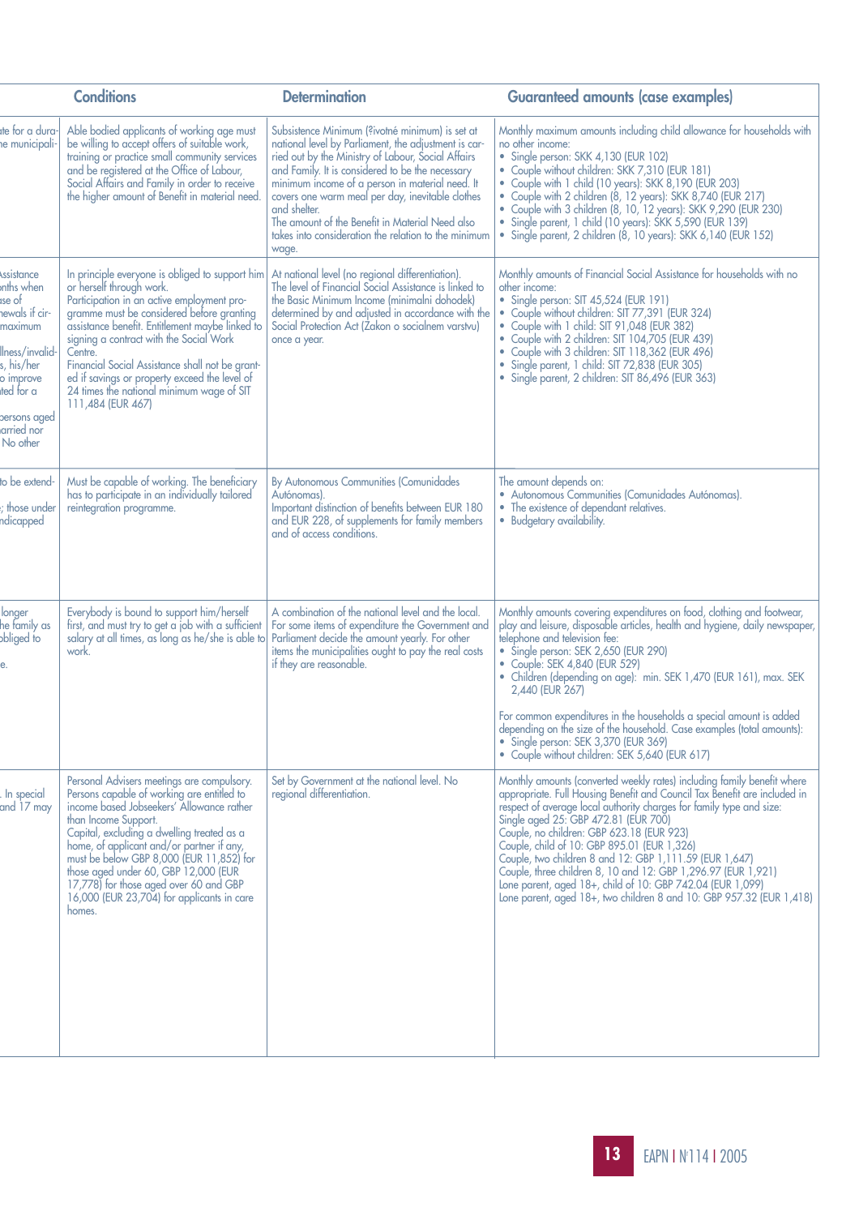| | Conditions | Determination | Guaranteed amounts (case examples) |
|---|---|---|---|
| ...te for a dura-... the municipali-... | Able bodied applicants of working age must be willing to accept offers of suitable work, training or practice small community services and be registered at the Office of Labour, Social Affairs and Family in order to receive the higher amount of Benefit in material need. | Subsistence Minimum (?ivotné minimum) is set at national level by Parliament, the adjustment is carried out by the Ministry of Labour, Social Affairs and Family. It is considered to be the necessary minimum income of a person in material need. It covers one warm meal per day, inevitable clothes and shelter. The amount of the Benefit in Material Need also takes into consideration the relation to the minimum wage. | Monthly maximum amounts including child allowance for households with no other income: • Single person: SKK 4,130 (EUR 102) • Couple without children: SKK 7,310 (EUR 181) • Couple with 1 child (10 years): SKK 8,190 (EUR 203) • Couple with 2 children (8, 12 years): SKK 8,740 (EUR 217) • Couple with 3 children (8, 10, 12 years): SKK 9,290 (EUR 230) • Single parent, 1 child (10 years): SKK 5,590 (EUR 139) • Single parent, 2 children (8, 10 years): SKK 6,140 (EUR 152) |
| ...Assistance ...nths when ...se of ...newals if cir-... maximum ... ...llness/invalid-...s, his/her ...o improve ...ted for a ... ...persons aged ...arried nor ... No other | In principle everyone is obliged to support him or herself through work. Participation in an active employment programme must be considered before granting assistance benefit. Entitlement maybe linked to signing a contract with the Social Work Centre. Financial Social Assistance shall not be granted if savings or property exceed the level of 24 times the national minimum wage of SIT 111,484 (EUR 467) | At national level (no regional differentiation). The level of Financial Social Assistance is linked to the Basic Minimum Income (minimalni dohodek) determined by and adjusted in accordance with the Social Protection Act (Zakon o socialnem varstvu) once a year. | Monthly amounts of Financial Social Assistance for households with no other income: • Single person: SIT 45,524 (EUR 191) • Couple without children: SIT 77,391 (EUR 324) • Couple with 1 child: SIT 91,048 (EUR 382) • Couple with 2 children: SIT 104,705 (EUR 439) • Couple with 3 children: SIT 118,362 (EUR 496) • Single parent, 1 child: SIT 72,838 (EUR 305) • Single parent, 2 children: SIT 86,496 (EUR 363) |
| ...to be extend-... ...; those under ...ndicapped | Must be capable of working. The beneficiary has to participate in an individually tailored reintegration programme. | By Autonomous Communities (Comunidades Autónomas). Important distinction of benefits between EUR 180 and EUR 228, of supplements for family members and of access conditions. | The amount depends on: • Autonomous Communities (Comunidades Autónomas). • The existence of dependant relatives. • Budgetary availability. |
| ... longer ...he family as ...obliged to ... ...e. | Everybody is bound to support him/herself first, and must try to get a job with a sufficient salary at all times, as long as he/she is able to work. | A combination of the national level and the local. For some items of expenditure the Government and Parliament decide the amount yearly. For other items the municipalities ought to pay the real costs if they are reasonable. | Monthly amounts covering expenditures on food, clothing and footwear, play and leisure, disposable articles, health and hygiene, daily newspaper, telephone and television fee: • Single person: SEK 2,650 (EUR 290) • Couple: SEK 4,840 (EUR 529) • Children (depending on age): min. SEK 1,470 (EUR 161), max. SEK 2,440 (EUR 267) For common expenditures in the households a special amount is added depending on the size of the household. Case examples (total amounts): • Single person: SEK 3,370 (EUR 369) • Couple without children: SEK 5,640 (EUR 617) |
| ... ...In special ...and 17 may | Personal Advisers meetings are compulsory. Persons capable of working are entitled to income based Jobseekers' Allowance rather than Income Support. Capital, excluding a dwelling treated as a home, of applicant and/or partner if any, must be below GBP 8,000 (EUR 11,852) for those aged under 60, GBP 12,000 (EUR 17,778) for those aged over 60 and GBP 16,000 (EUR 23,704) for applicants in care homes. | Set by Government at the national level. No regional differentiation. | Monthly amounts (converted weekly rates) including family benefit where appropriate. Full Housing Benefit and Council Tax Benefit are included in respect of average local authority charges for family type and size: Single aged 25: GBP 472.81 (EUR 700) Couple, no children: GBP 623.18 (EUR 923) Couple, child of 10: GBP 895.01 (EUR 1,326) Couple, two children 8 and 12: GBP 1,111.59 (EUR 1,647) Couple, three children 8, 10 and 12: GBP 1,296.97 (EUR 1,921) Lone parent, aged 18+, child of 10: GBP 742.04 (EUR 1,099) Lone parent, aged 18+, two children 8 and 10: GBP 957.32 (EUR 1,418) |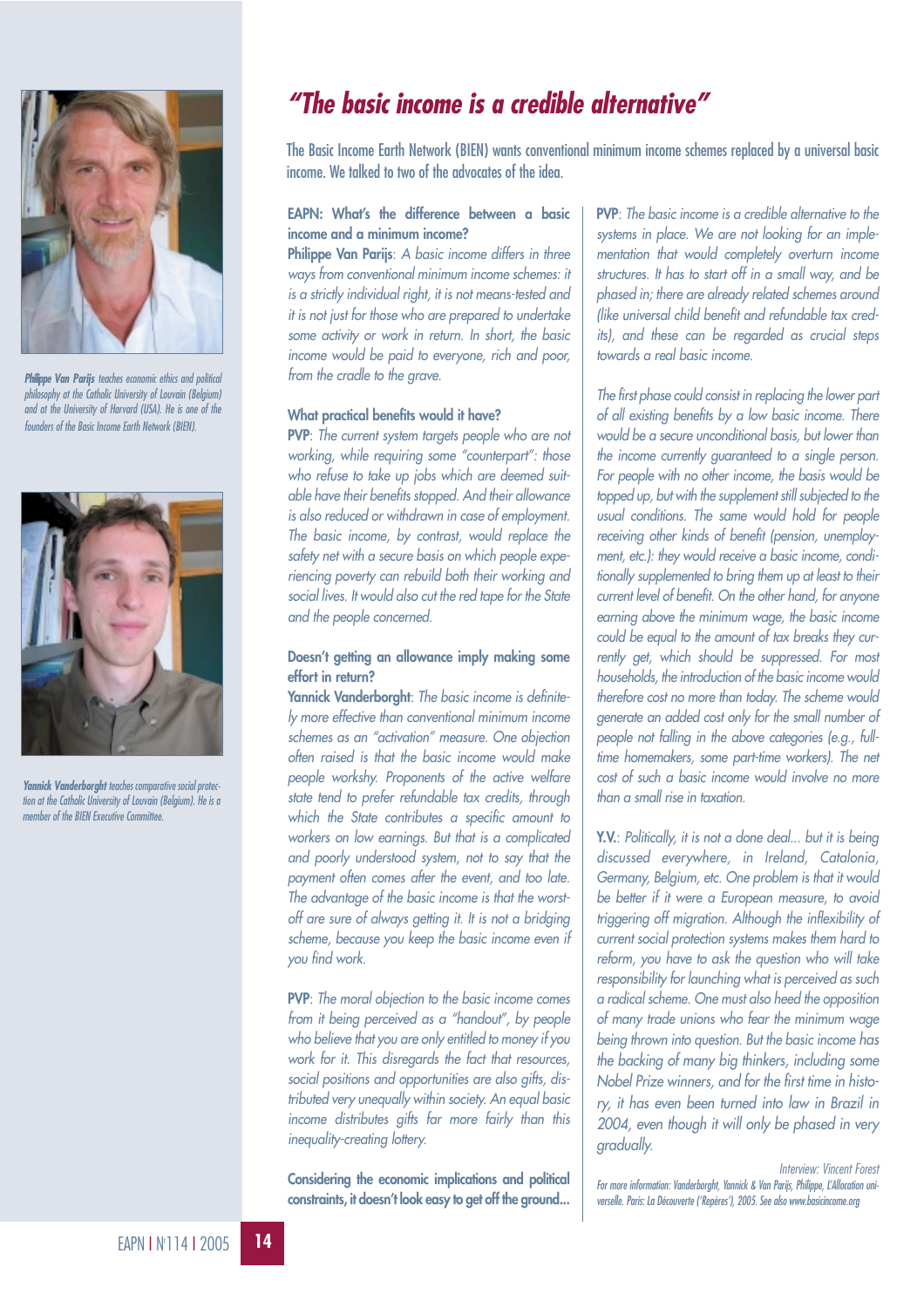# "The basic income is a credible alternative"

The Basic Income Earth Network (BIEN) wants conventional minimum income schemes replaced by a universal basic income. We talked to two of the advocates of the idea.

**Philippe Van Parijs** *teaches economic ethics and political philosophy at the Catholic University of Louvain (Belgium) and at the University of Harvard (USA). He is one of the founders of the Basic Income Earth Network (BIEN).*

**Yannick Vanderborght** *teaches comparative social protection at the Catholic University of Louvain (Belgium). He is a member of the BIEN Executive Committee.*

**EAPN: What's the difference between a basic income and a minimum income?**

**Philippe Van Parijs**: *A basic income differs in three ways from conventional minimum income schemes: it is a strictly individual right, it is not means-tested and it is not just for those who are prepared to undertake some activity or work in return. In short, the basic income would be paid to everyone, rich and poor, from the cradle to the grave.*

**What practical benefits would it have?**

**PVP**: *The current system targets people who are not working, while requiring some "counterpart": those who refuse to take up jobs which are deemed suitable have their benefits stopped. And their allowance is also reduced or withdrawn in case of employment. The basic income, by contrast, would replace the safety net with a secure basis on which people experiencing poverty can rebuild both their working and social lives. It would also cut the red tape for the State and the people concerned.*

**Doesn't getting an allowance imply making some effort in return?**

**Yannick Vanderborght**: *The basic income is definitely more effective than conventional minimum income schemes as an "activation" measure. One objection often raised is that the basic income would make people workshy. Proponents of the active welfare state tend to prefer refundable tax credits, through which the State contributes a specific amount to workers on low earnings. But that is a complicated and poorly understood system, not to say that the payment often comes after the event, and too late. The advantage of the basic income is that the worst-off are sure of always getting it. It is not a bridging scheme, because you keep the basic income even if you find work.*

**PVP**: *The moral objection to the basic income comes from it being perceived as a "handout", by people who believe that you are only entitled to money if you work for it. This disregards the fact that resources, social positions and opportunities are also gifts, distributed very unequally within society. An equal basic income distributes gifts far more fairly than this inequality-creating lottery.*

**Considering the economic implications and political constraints, it doesn't look easy to get off the ground...**

**PVP**: *The basic income is a credible alternative to the systems in place. We are not looking for an implementation that would completely overturn income structures. It has to start off in a small way, and be phased in; there are already related schemes around (like universal child benefit and refundable tax credits), and these can be regarded as crucial steps towards a real basic income.*

*The first phase could consist in replacing the lower part of all existing benefits by a low basic income. There would be a secure unconditional basis, but lower than the income currently guaranteed to a single person. For people with no other income, the basis would be topped up, but with the supplement still subjected to the usual conditions. The same would hold for people receiving other kinds of benefit (pension, unemployment, etc.): they would receive a basic income, conditionally supplemented to bring them up at least to their current level of benefit. On the other hand, for anyone earning above the minimum wage, the basic income could be equal to the amount of tax breaks they currently get, which should be suppressed. For most households, the introduction of the basic income would therefore cost no more than today. The scheme would generate an added cost only for the small number of people not falling in the above categories (e.g., full-time homemakers, some part-time workers). The net cost of such a basic income would involve no more than a small rise in taxation.*

**Y.V.**: *Politically, it is not a done deal... but it is being discussed everywhere, in Ireland, Catalonia, Germany, Belgium, etc. One problem is that it would be better if it were a European measure, to avoid triggering off migration. Although the inflexibility of current social protection systems makes them hard to reform, you have to ask the question who will take responsibility for launching what is perceived as such a radical scheme. One must also heed the opposition of many trade unions who fear the minimum wage being thrown into question. But the basic income has the backing of many big thinkers, including some Nobel Prize winners, and for the first time in history, it has even been turned into law in Brazil in 2004, even though it will only be phased in very gradually.*

*Interview: Vincent Forest*

*For more information: Vanderborght, Yannick & Van Parijs, Philippe, L'Allocation universelle. Paris: La Découverte ('Repères'), 2005. See also www.basicincome.org*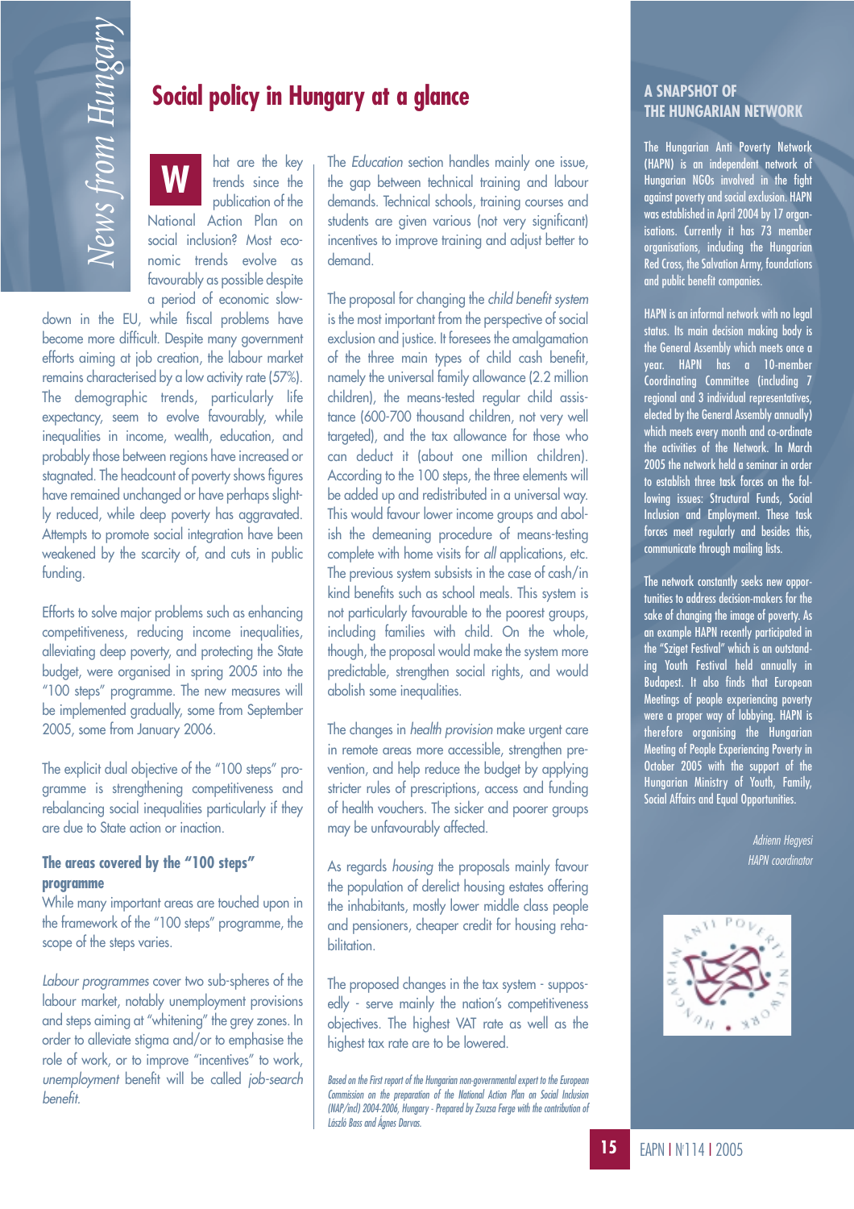# Social policy in Hungary at a glance

What are the key trends since the publication of the National Action Plan on social inclusion? Most economic trends evolve as favourably as possible despite a period of economic slowdown in the EU, while fiscal problems have become more difficult. Despite many government efforts aiming at job creation, the labour market remains characterised by a low activity rate (57%). The demographic trends, particularly life expectancy, seem to evolve favourably, while inequalities in income, wealth, education, and probably those between regions have increased or stagnated. The headcount of poverty shows figures have remained unchanged or have perhaps slightly reduced, while deep poverty has aggravated. Attempts to promote social integration have been weakened by the scarcity of, and cuts in public funding.

Efforts to solve major problems such as enhancing competitiveness, reducing income inequalities, alleviating deep poverty, and protecting the State budget, were organised in spring 2005 into the "100 steps" programme. The new measures will be implemented gradually, some from September 2005, some from January 2006.

The explicit dual objective of the "100 steps" programme is strengthening competitiveness and rebalancing social inequalities particularly if they are due to State action or inaction.

### The areas covered by the "100 steps" programme

While many important areas are touched upon in the framework of the "100 steps" programme, the scope of the steps varies.

*Labour programmes* cover two sub-spheres of the labour market, notably unemployment provisions and steps aiming at "whitening" the grey zones. In order to alleviate stigma and/or to emphasise the role of work, or to improve "incentives" to work, *unemployment* benefit will be called *job-search benefit.*

The *Education* section handles mainly one issue, the gap between technical training and labour demands. Technical schools, training courses and students are given various (not very significant) incentives to improve training and adjust better to demand.

The proposal for changing the *child benefit system* is the most important from the perspective of social exclusion and justice. It foresees the amalgamation of the three main types of child cash benefit, namely the universal family allowance (2.2 million children), the means-tested regular child assistance (600-700 thousand children, not very well targeted), and the tax allowance for those who can deduct it (about one million children). According to the 100 steps, the three elements will be added up and redistributed in a universal way. This would favour lower income groups and abolish the demeaning procedure of means-testing complete with home visits for *all* applications, etc. The previous system subsists in the case of cash/in kind benefits such as school meals. This system is not particularly favourable to the poorest groups, including families with child. On the whole, though, the proposal would make the system more predictable, strengthen social rights, and would abolish some inequalities.

The changes in *health provision* make urgent care in remote areas more accessible, strengthen prevention, and help reduce the budget by applying stricter rules of prescriptions, access and funding of health vouchers. The sicker and poorer groups may be unfavourably affected.

As regards *housing* the proposals mainly favour the population of derelict housing estates offering the inhabitants, mostly lower middle class people and pensioners, cheaper credit for housing rehabilitation.

The proposed changes in the tax system - supposedly - serve mainly the nation's competitiveness objectives. The highest VAT rate as well as the highest tax rate are to be lowered.

*Based on the First report of the Hungarian non-governmental expert to the European Commission on the preparation of the National Action Plan on Social Inclusion (NAP/incl) 2004-2006, Hungary - Prepared by Zsuzsa Ferge with the contribution of László Bass and Ágnes Darvas.*

## A SNAPSHOT OF THE HUNGARIAN NETWORK

The Hungarian Anti Poverty Network (HAPN) is an independent network of Hungarian NGOs involved in the fight against poverty and social exclusion. HAPN was established in April 2004 by 17 organisations. Currently it has 73 member organisations, including the Hungarian Red Cross, the Salvation Army, foundations and public benefit companies.

HAPN is an informal network with no legal status. Its main decision making body is the General Assembly which meets once a year. HAPN has a 10-member Coordinating Committee (including 7 regional and 3 individual representatives, elected by the General Assembly annually) which meets every month and co-ordinate the activities of the Network. In March 2005 the network held a seminar in order to establish three task forces on the following issues: Structural Funds, Social Inclusion and Employment. These task forces meet regularly and besides this, communicate through mailing lists.

The network constantly seeks new opportunities to address decision-makers for the sake of changing the image of poverty. As an example HAPN recently participated in the "Sziget Festival" which is an outstanding Youth Festival held annually in Budapest. It also finds that European Meetings of people experiencing poverty were a proper way of lobbying. HAPN is therefore organising the Hungarian Meeting of People Experiencing Poverty in October 2005 with the support of the Hungarian Ministry of Youth, Family, Social Affairs and Equal Opportunities.

*Adrienn Hegyesi*
*HAPN coordinator*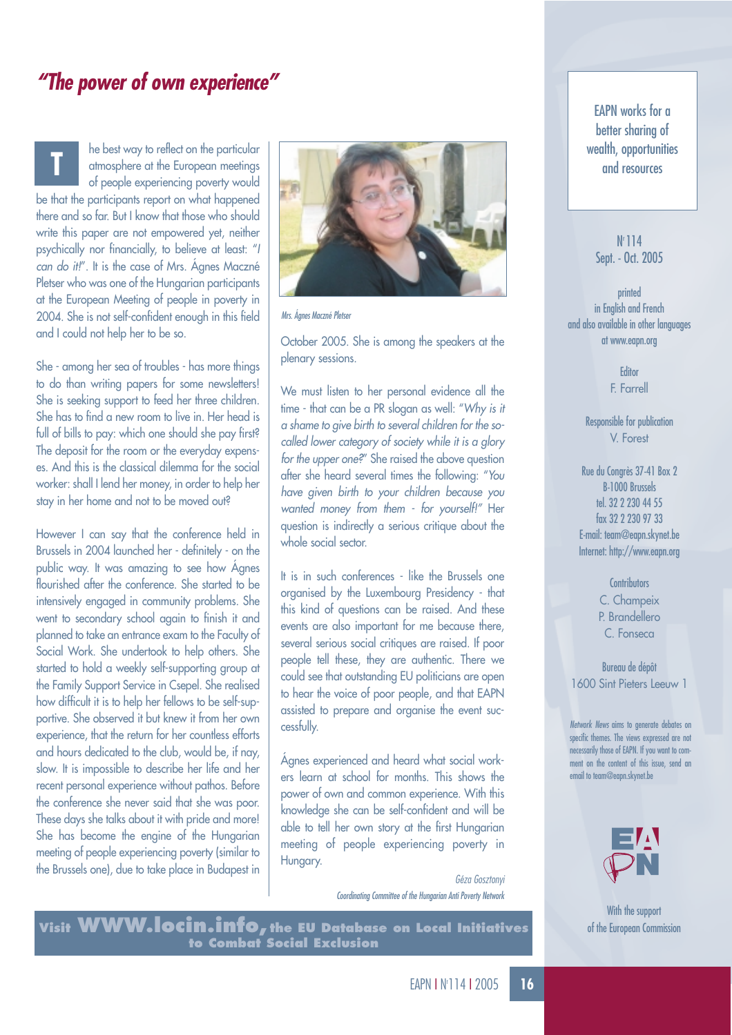# "The power of own experience"

The best way to reflect on the particular atmosphere at the European meetings of people experiencing poverty would be that the participants report on what happened there and so far. But I know that those who should write this paper are not empowered yet, neither psychically nor financially, to believe at least: "*I can do it!*". It is the case of Mrs. Ágnes Maczné Pletser who was one of the Hungarian participants at the European Meeting of people in poverty in 2004. She is not self-confident enough in this field and I could not help her to be so.

She - among her sea of troubles - has more things to do than writing papers for some newsletters! She is seeking support to feed her three children. She has to find a new room to live in. Her head is full of bills to pay: which one should she pay first? The deposit for the room or the everyday expenses. And this is the classical dilemma for the social worker: shall I lend her money, in order to help her stay in her home and not to be moved out?

However I can say that the conference held in Brussels in 2004 launched her - definitely - on the public way. It was amazing to see how Ágnes flourished after the conference. She started to be intensively engaged in community problems. She went to secondary school again to finish it and planned to take an entrance exam to the Faculty of Social Work. She undertook to help others. She started to hold a weekly self-supporting group at the Family Support Service in Csepel. She realised how difficult it is to help her fellows to be self-supportive. She observed it but knew it from her own experience, that the return for her countless efforts and hours dedicated to the club, would be, if nay, slow. It is impossible to describe her life and her recent personal experience without pathos. Before the conference she never said that she was poor. These days she talks about it with pride and more! She has become the engine of the Hungarian meeting of people experiencing poverty (similar to the Brussels one), due to take place in Budapest in October 2005. She is among the speakers at the plenary sessions.

*Mrs. Ágnes Maczné Pletser*

We must listen to her personal evidence all the time - that can be a PR slogan as well: "*Why is it a shame to give birth to several children for the so-called lower category of society while it is a glory for the upper one?*" She raised the above question after she heard several times the following: "*You have given birth to your children because you wanted money from them - for yourself!*" Her question is indirectly a serious critique about the whole social sector.

It is in such conferences - like the Brussels one organised by the Luxembourg Presidency - that this kind of questions can be raised. And these events are also important for me because there, several serious social critiques are raised. If poor people tell these, they are authentic. There we could see that outstanding EU politicians are open to hear the voice of poor people, and that EAPN assisted to prepare and organise the event successfully.

Ágnes experienced and heard what social workers learn at school for months. This shows the power of own and common experience. With this knowledge she can be self-confident and will be able to tell her own story at the first Hungarian meeting of people experiencing poverty in Hungary.

*Géza Gosztonyi*
*Coordinating Committee of the Hungarian Anti Poverty Network*

**Visit www.locin.info, the EU Database on Local Initiatives to Combat Social Exclusion**

EAPN works for a better sharing of wealth, opportunities and resources

N° 114
Sept. - Oct. 2005

printed in English and French and also available in other languages at www.eapn.org

Editor
F. Farrell

Responsible for publication
V. Forest

Rue du Congrès 37-41 Box 2
B-1000 Brussels
tel. 32 2 230 44 55
fax 32 2 230 97 33
E-mail: team@eapn.skynet.be
Internet: http://www.eapn.org

Contributors
C. Champeix
P. Brandellero
C. Fonseca

Bureau de dépôt
1600 Sint Pieters Leeuw 1

*Network News* aims to generate debates on specific themes. The views expressed are not necessarily those of EAPN. If you want to comment on the content of this issue, send an email to team@eapn.skynet.be

With the support of the European Commission